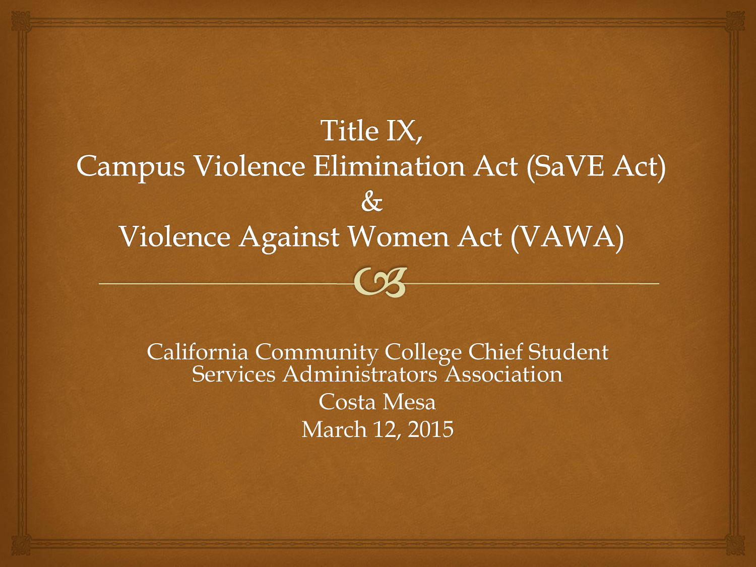# Title IX, Campus Violence Elimination Act (SaVE Act) & Violence Against Women Act (VAWA)

California Community College Chief Student Services Administrators Association

Costa Mesa

March 12, 2015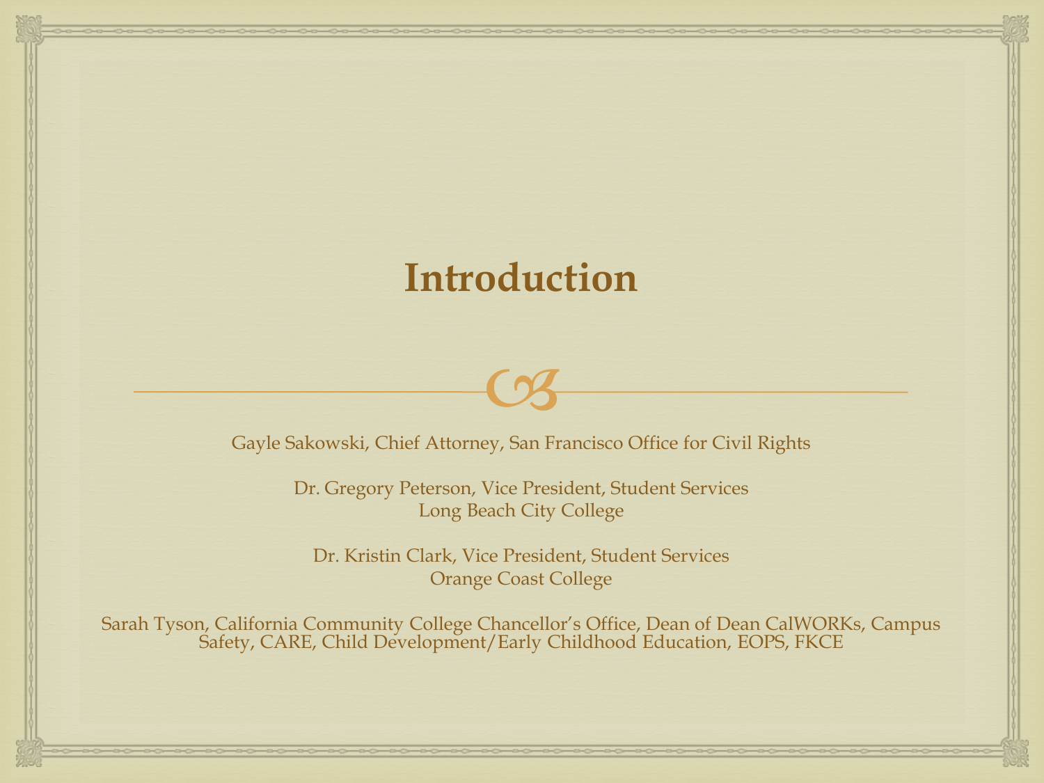# Introduction

Gayle Sakowski, Chief Attorney, San Francisco Office for Civil Rights

Dr. Gregory Peterson, Vice President, Student Services
Long Beach City College

Dr. Kristin Clark, Vice President, Student Services
Orange Coast College

Sarah Tyson, California Community College Chancellor's Office, Dean of Dean CalWORKs, Campus Safety, CARE, Child Development/Early Childhood Education, EOPS, FKCE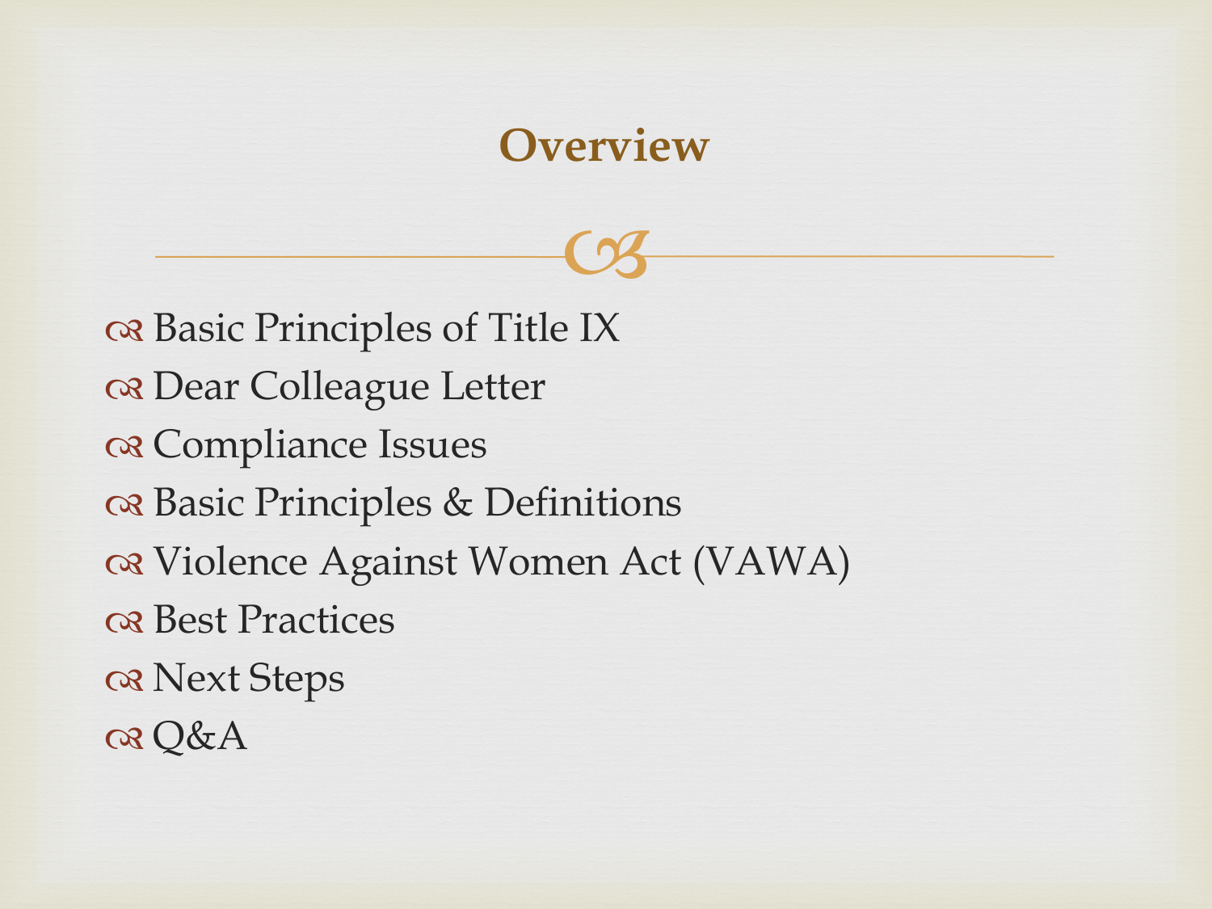# Overview

- Basic Principles of Title IX
- Dear Colleague Letter
- Compliance Issues
- Basic Principles & Definitions
- Violence Against Women Act (VAWA)
- Best Practices
- Next Steps
- Q&A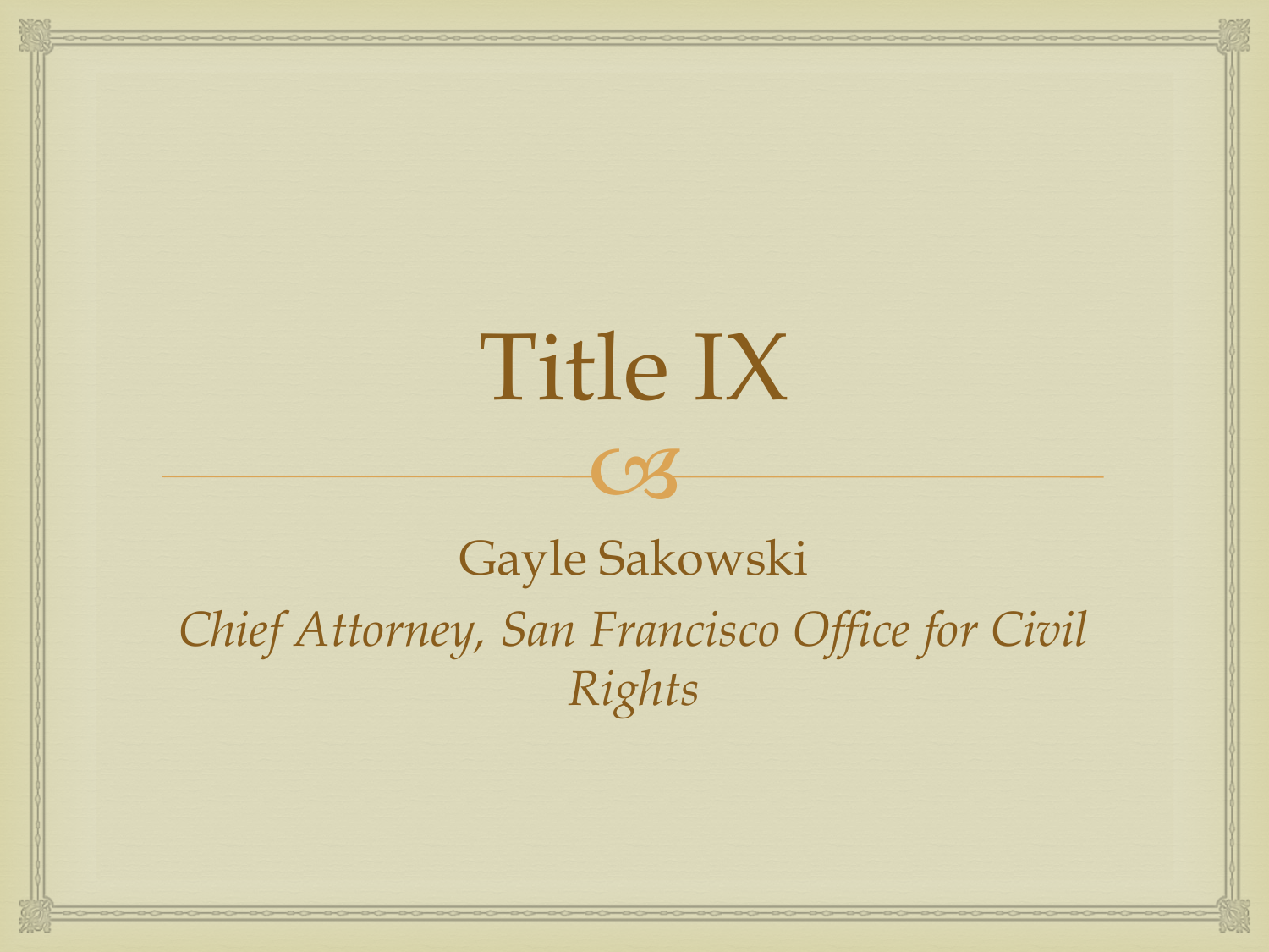# Title IX

Gayle Sakowski

*Chief Attorney, San Francisco Office for Civil Rights*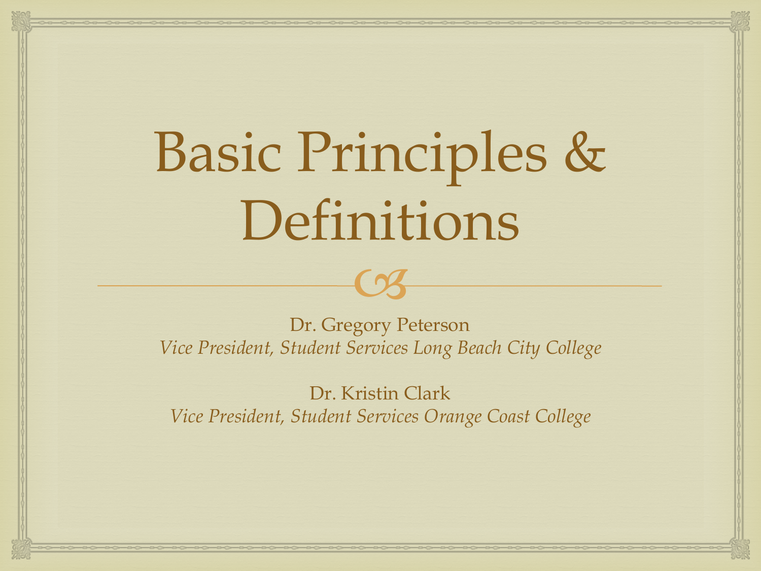# Basic Principles & Definitions

Dr. Gregory Peterson
*Vice President, Student Services Long Beach City College*

Dr. Kristin Clark
*Vice President, Student Services Orange Coast College*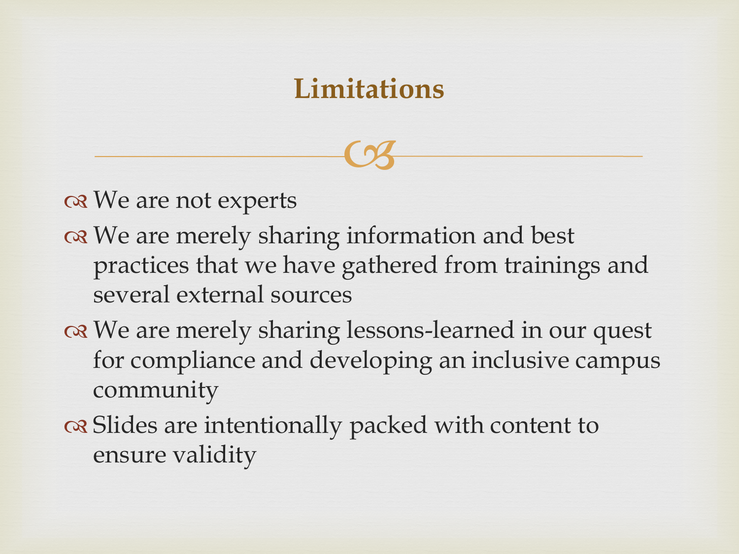# Limitations

- We are not experts
- We are merely sharing information and best practices that we have gathered from trainings and several external sources
- We are merely sharing lessons-learned in our quest for compliance and developing an inclusive campus community
- Slides are intentionally packed with content to ensure validity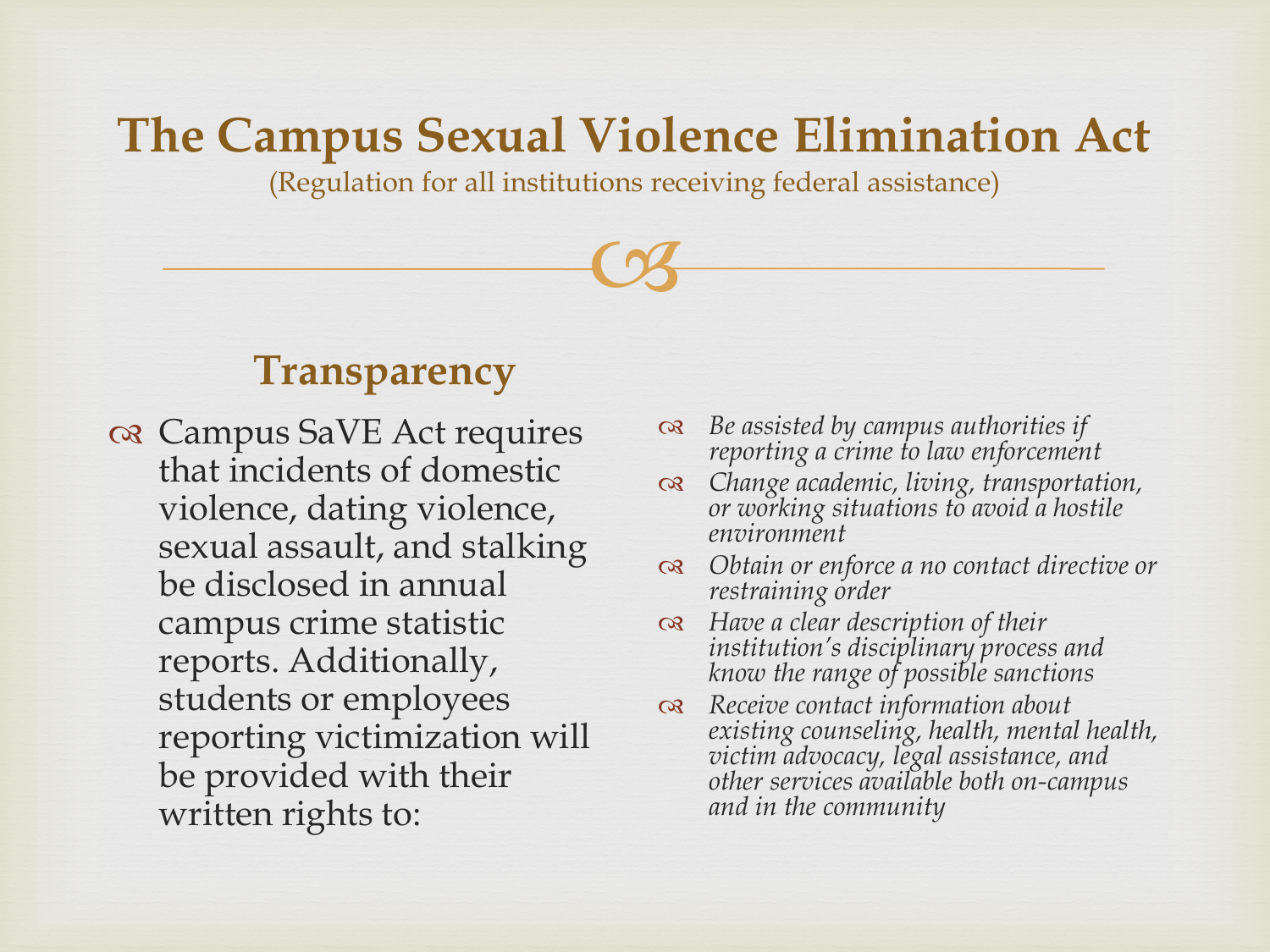# The Campus Sexual Violence Elimination Act

(Regulation for all institutions receiving federal assistance)

## Transparency

- Campus SaVE Act requires that incidents of domestic violence, dating violence, sexual assault, and stalking be disclosed in annual campus crime statistic reports. Additionally, students or employees reporting victimization will be provided with their written rights to:
  - *Be assisted by campus authorities if reporting a crime to law enforcement*
  - *Change academic, living, transportation, or working situations to avoid a hostile environment*
  - *Obtain or enforce a no contact directive or restraining order*
  - *Have a clear description of their institution's disciplinary process and know the range of possible sanctions*
  - *Receive contact information about existing counseling, health, mental health, victim advocacy, legal assistance, and other services available both on-campus and in the community*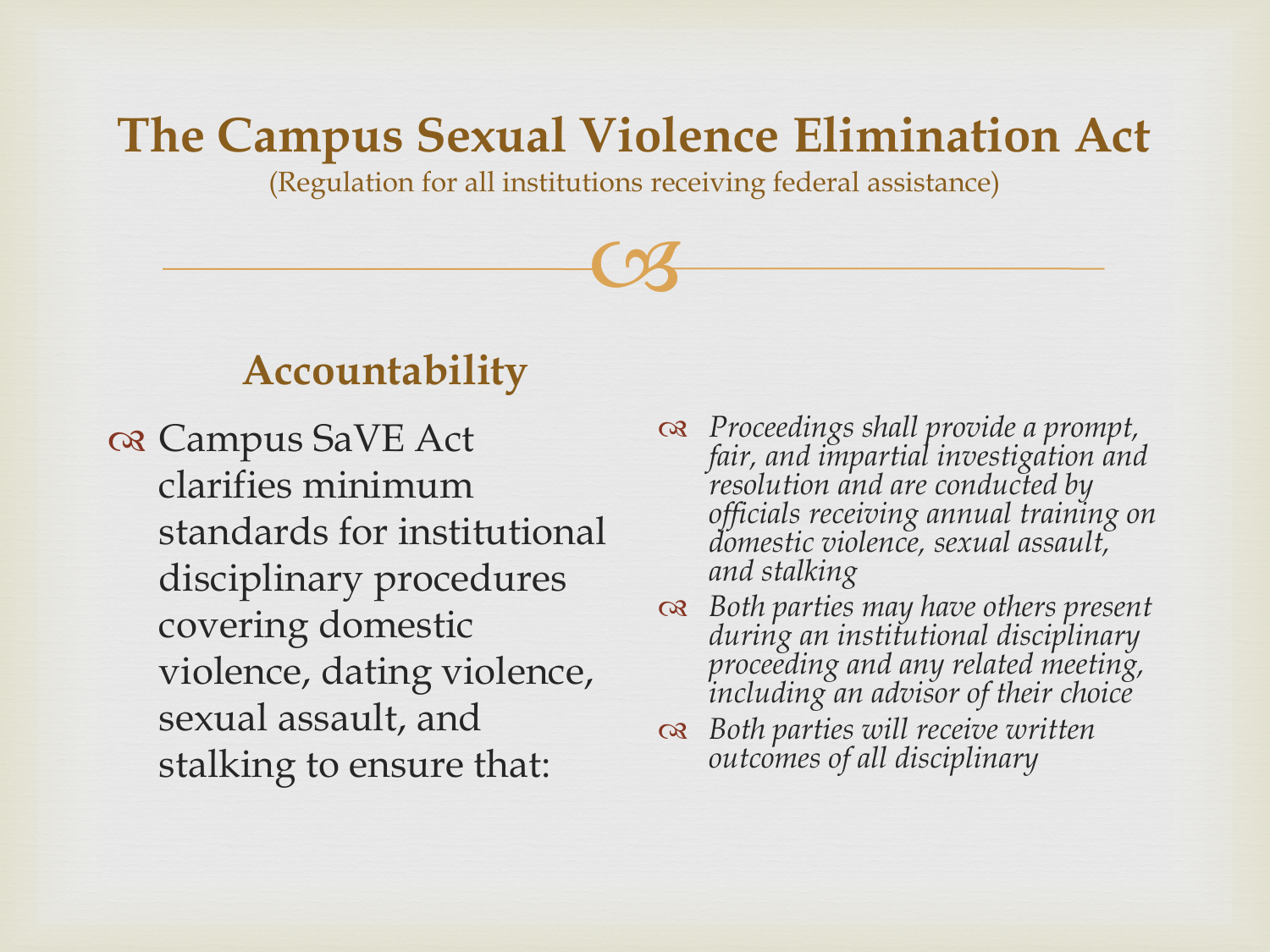# The Campus Sexual Violence Elimination Act

(Regulation for all institutions receiving federal assistance)

## Accountability

- Campus SaVE Act clarifies minimum standards for institutional disciplinary procedures covering domestic violence, dating violence, sexual assault, and stalking to ensure that:
  - *Proceedings shall provide a prompt, fair, and impartial investigation and resolution and are conducted by officials receiving annual training on domestic violence, sexual assault, and stalking*
  - *Both parties may have others present during an institutional disciplinary proceeding and any related meeting, including an advisor of their choice*
  - *Both parties will receive written outcomes of all disciplinary*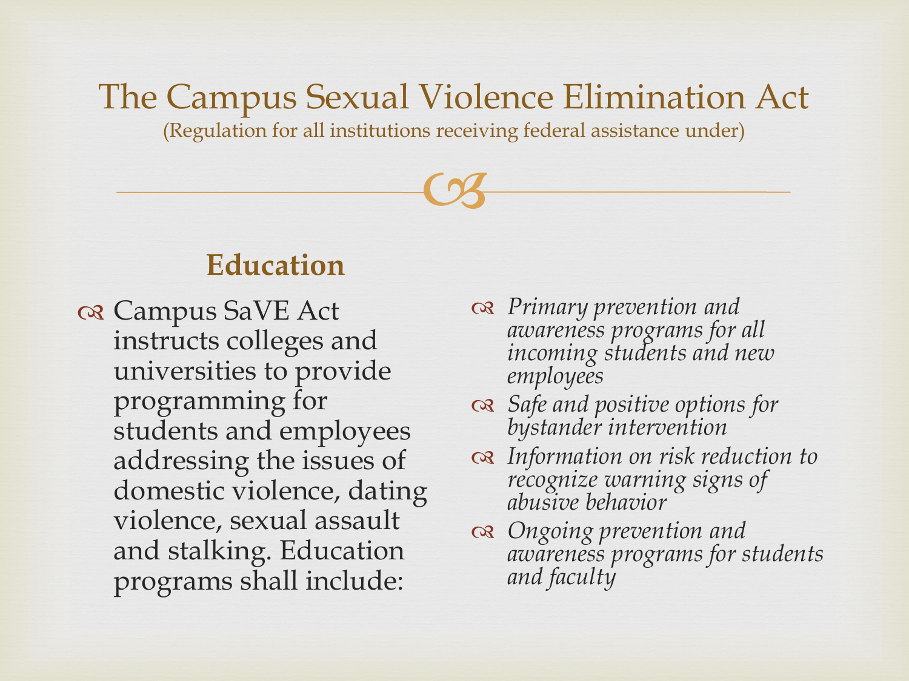# The Campus Sexual Violence Elimination Act

(Regulation for all institutions receiving federal assistance under)

## Education

- Campus SaVE Act instructs colleges and universities to provide programming for students and employees addressing the issues of domestic violence, dating violence, sexual assault and stalking. Education programs shall include:

- *Primary prevention and awareness programs for all incoming students and new employees*
- *Safe and positive options for bystander intervention*
- *Information on risk reduction to recognize warning signs of abusive behavior*
- *Ongoing prevention and awareness programs for students and faculty*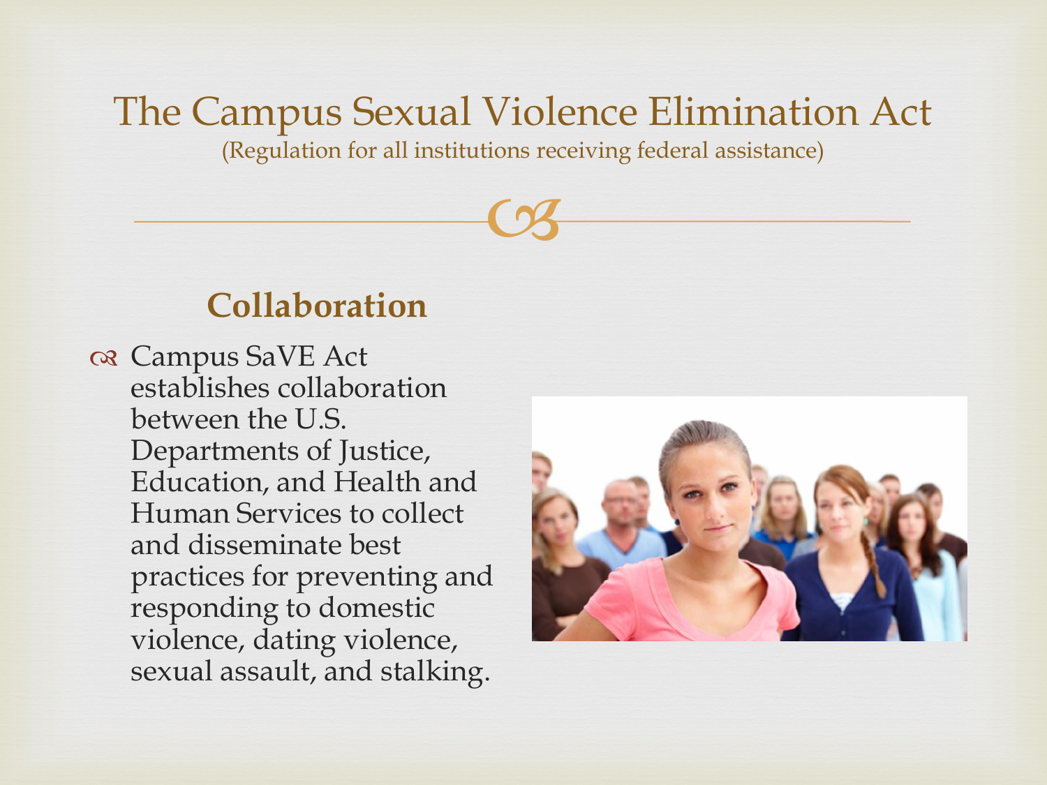# The Campus Sexual Violence Elimination Act

(Regulation for all institutions receiving federal assistance)

## Collaboration

- Campus SaVE Act establishes collaboration between the U.S. Departments of Justice, Education, and Health and Human Services to collect and disseminate best practices for preventing and responding to domestic violence, dating violence, sexual assault, and stalking.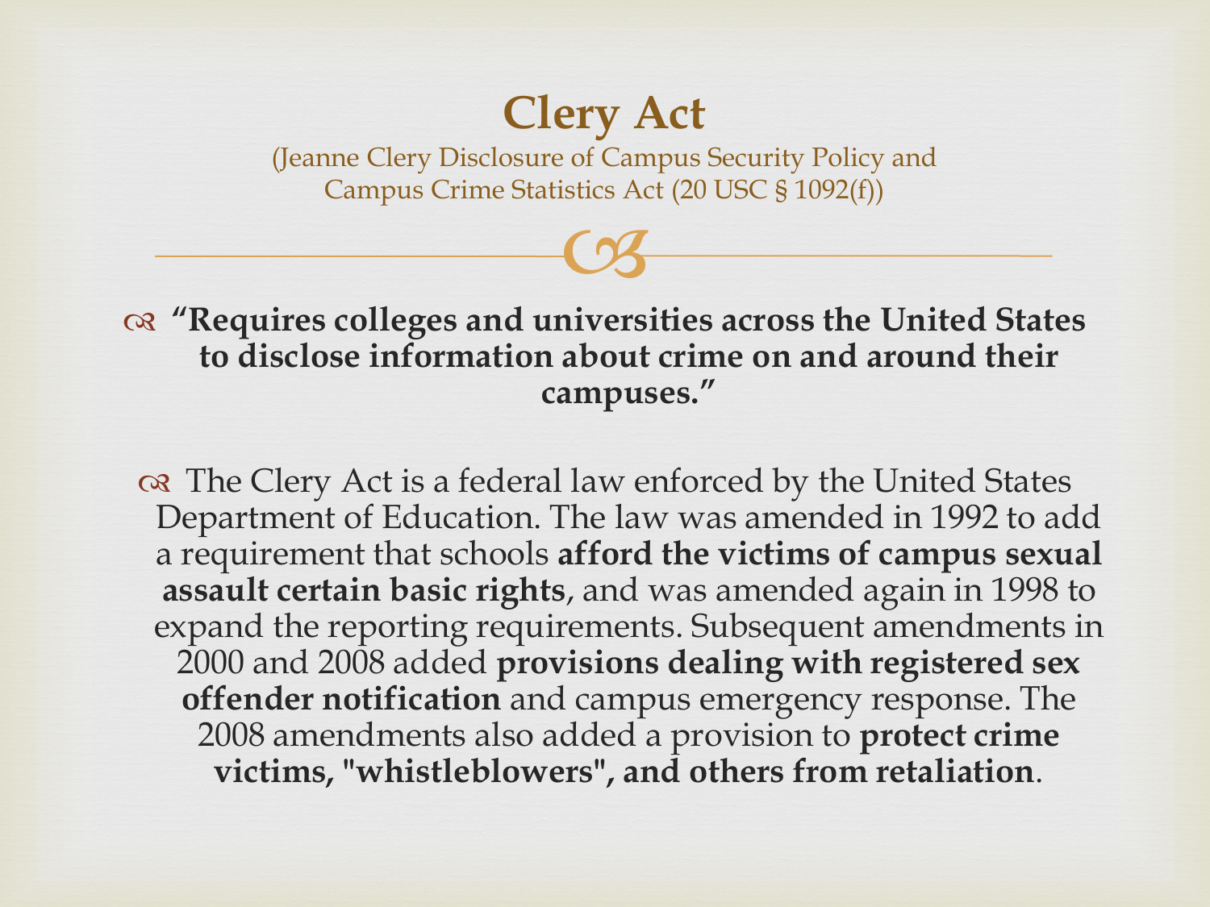# Clery Act

(Jeanne Clery Disclosure of Campus Security Policy and Campus Crime Statistics Act (20 USC § 1092(f))

- **"Requires colleges and universities across the United States to disclose information about crime on and around their campuses."**

- The Clery Act is a federal law enforced by the United States Department of Education. The law was amended in 1992 to add a requirement that schools **afford the victims of campus sexual assault certain basic rights**, and was amended again in 1998 to expand the reporting requirements. Subsequent amendments in 2000 and 2008 added **provisions dealing with registered sex offender notification** and campus emergency response. The 2008 amendments also added a provision to **protect crime victims, "whistleblowers", and others from retaliation**.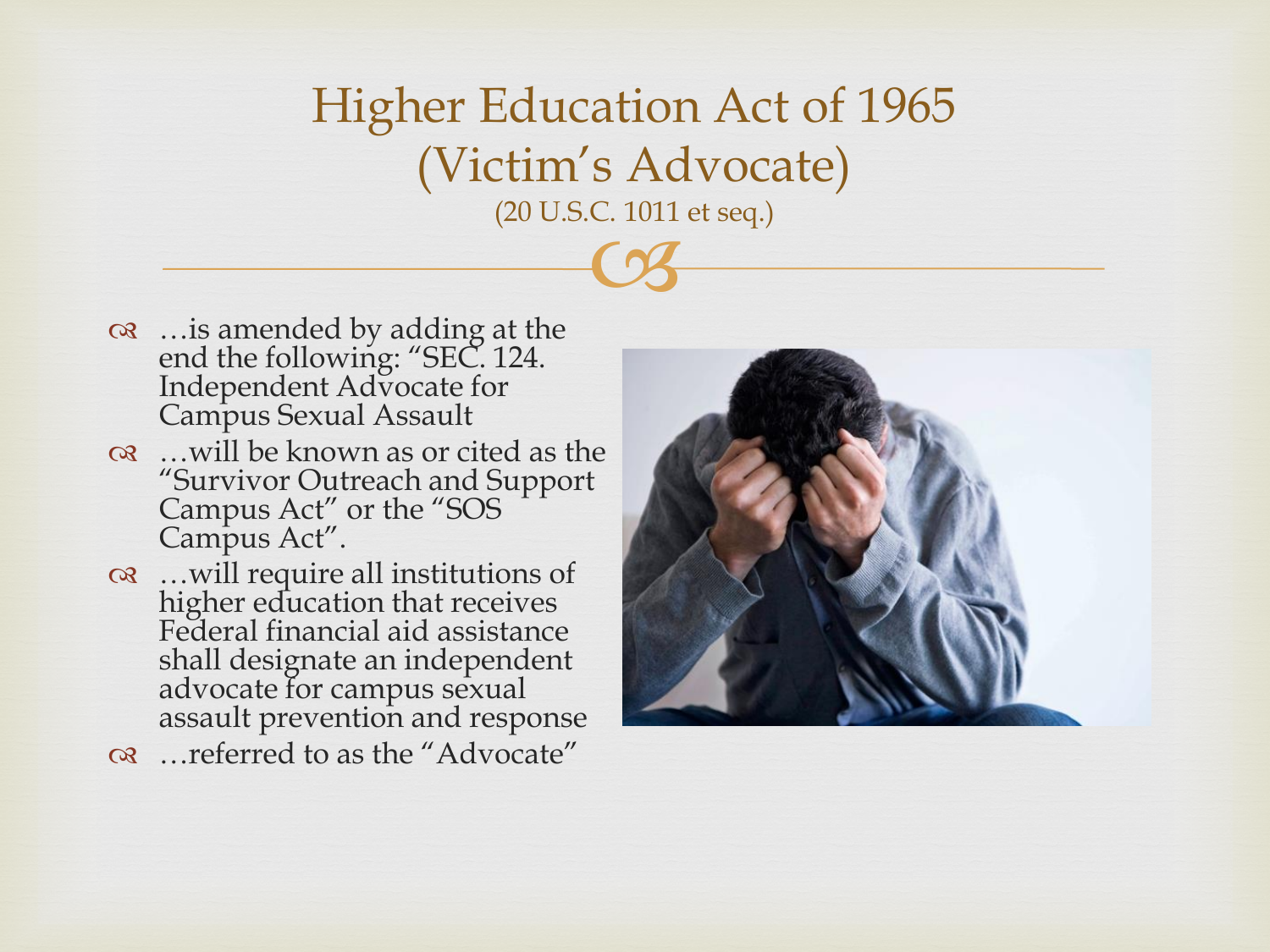# Higher Education Act of 1965 (Victim's Advocate)

(20 U.S.C. 1011 et seq.)

- …is amended by adding at the end the following: "SEC. 124. Independent Advocate for Campus Sexual Assault
- …will be known as or cited as the "Survivor Outreach and Support Campus Act" or the "SOS Campus Act".
- …will require all institutions of higher education that receives Federal financial aid assistance shall designate an independent advocate for campus sexual assault prevention and response
- …referred to as the "Advocate"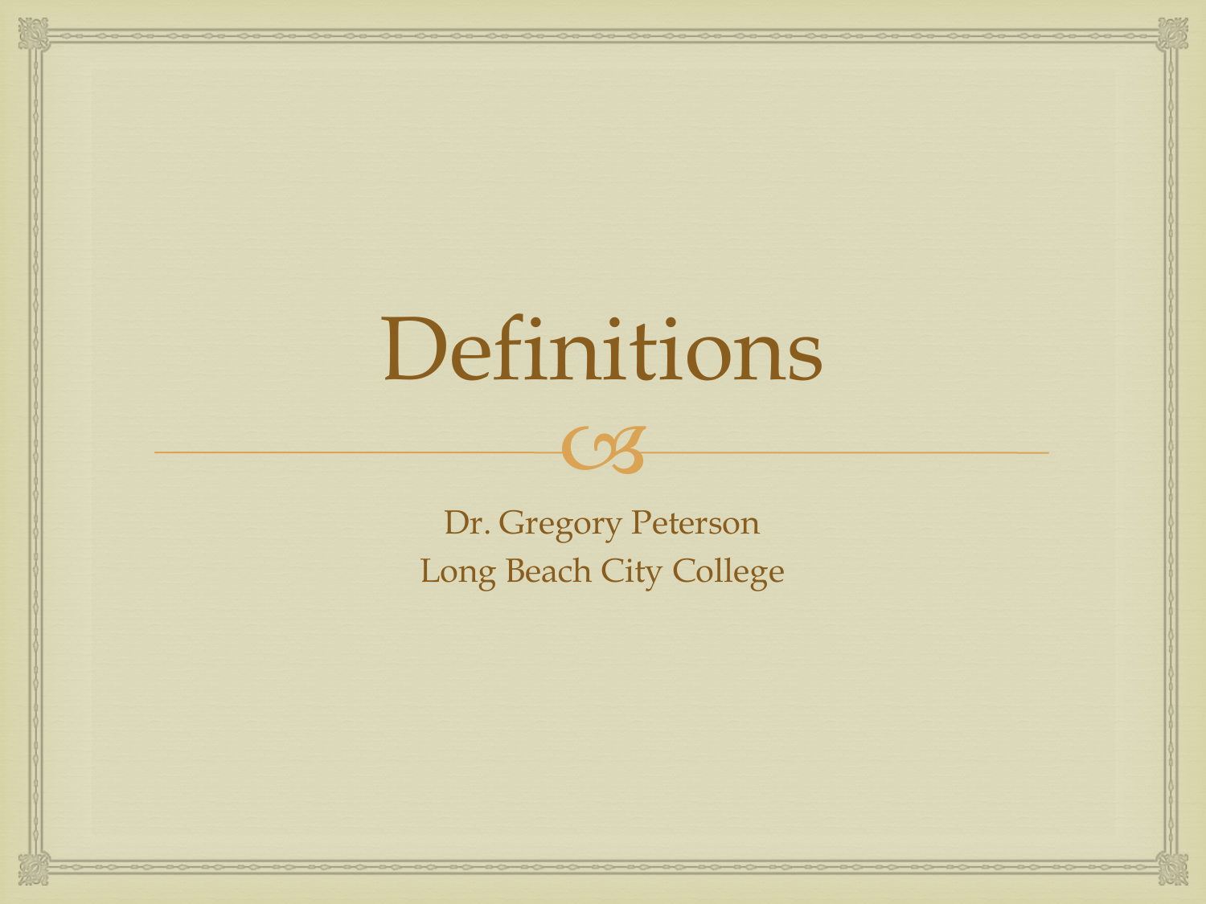# Definitions

Dr. Gregory Peterson
Long Beach City College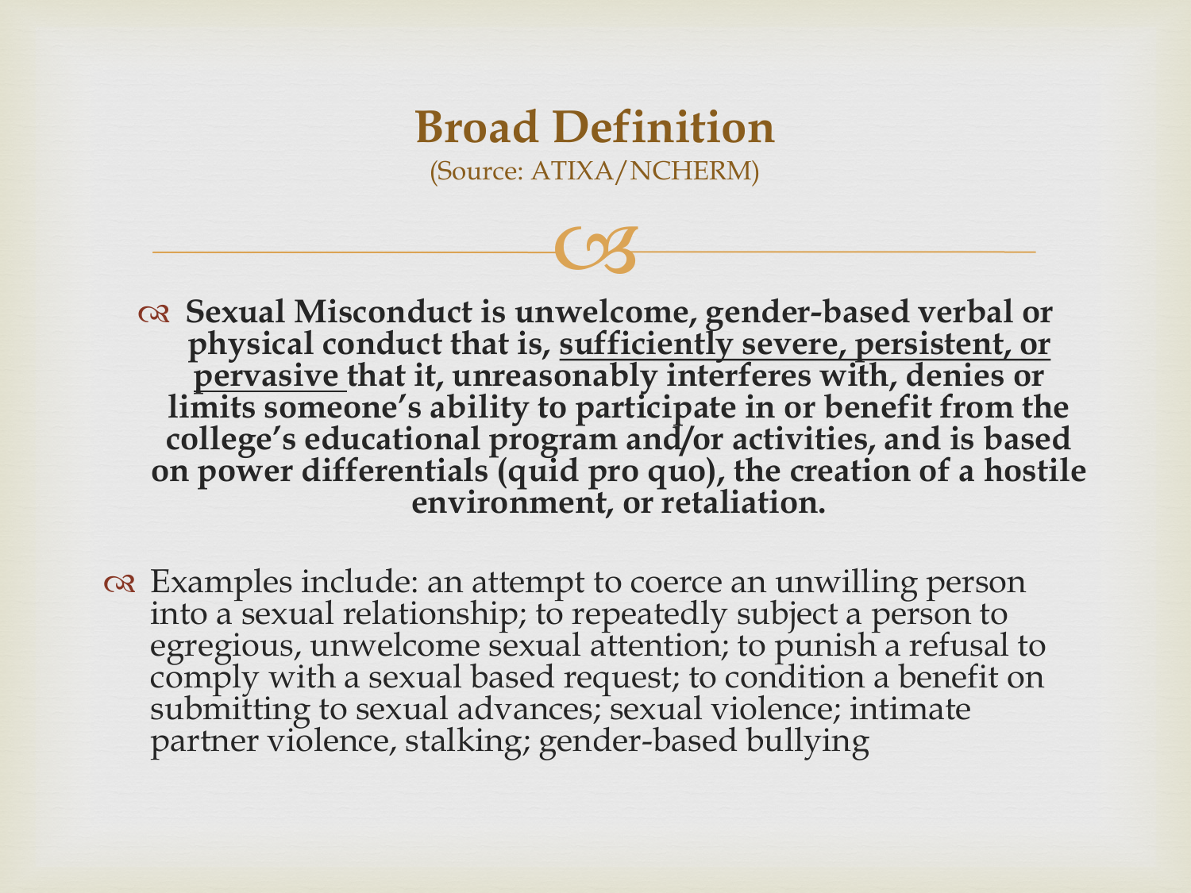# Broad Definition

(Source: ATIXA/NCHERM)

- **Sexual Misconduct is unwelcome, gender-based verbal or physical conduct that is, <u>sufficiently severe, persistent, or pervasive</u> that it, unreasonably interferes with, denies or limits someone's ability to participate in or benefit from the college's educational program and/or activities, and is based on power differentials (quid pro quo), the creation of a hostile environment, or retaliation.**

- Examples include: an attempt to coerce an unwilling person into a sexual relationship; to repeatedly subject a person to egregious, unwelcome sexual attention; to punish a refusal to comply with a sexual based request; to condition a benefit on submitting to sexual advances; sexual violence; intimate partner violence, stalking; gender-based bullying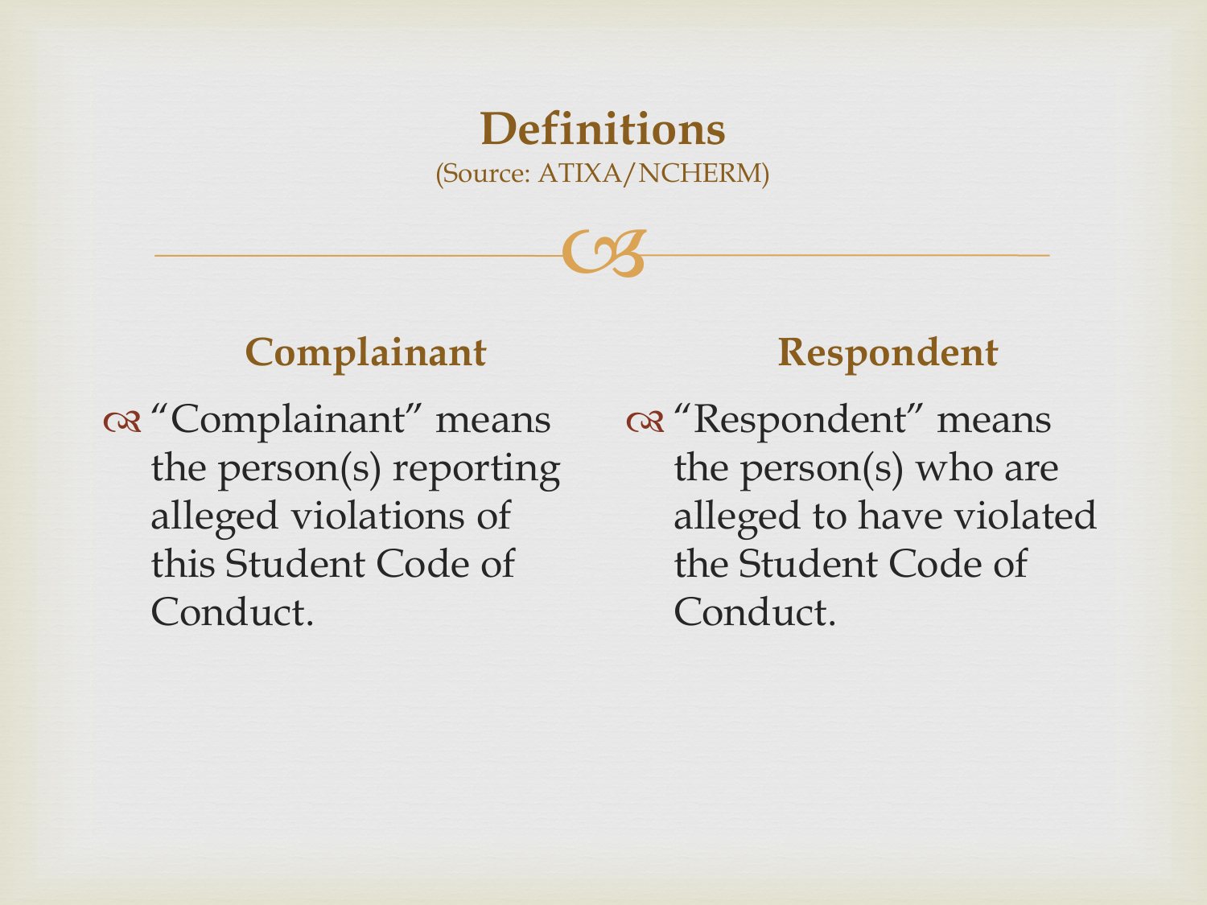# Definitions

(Source: ATIXA/NCHERM)

## Complainant

- "Complainant" means the person(s) reporting alleged violations of this Student Code of Conduct.

## Respondent

- "Respondent" means the person(s) who are alleged to have violated the Student Code of Conduct.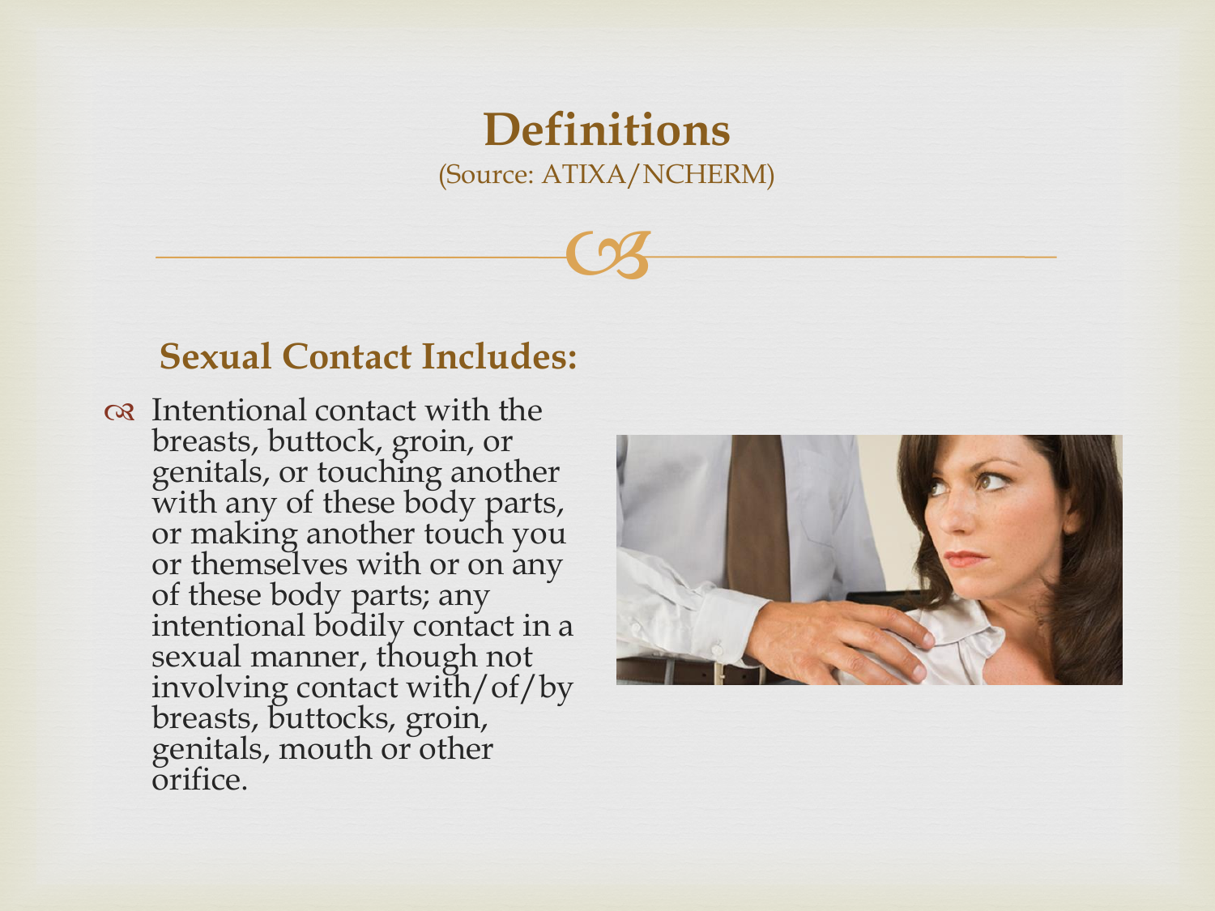# Definitions

(Source: ATIXA/NCHERM)

## Sexual Contact Includes:

- Intentional contact with the breasts, buttock, groin, or genitals, or touching another with any of these body parts, or making another touch you or themselves with or on any of these body parts; any intentional bodily contact in a sexual manner, though not involving contact with/of/by breasts, buttocks, groin, genitals, mouth or other orifice.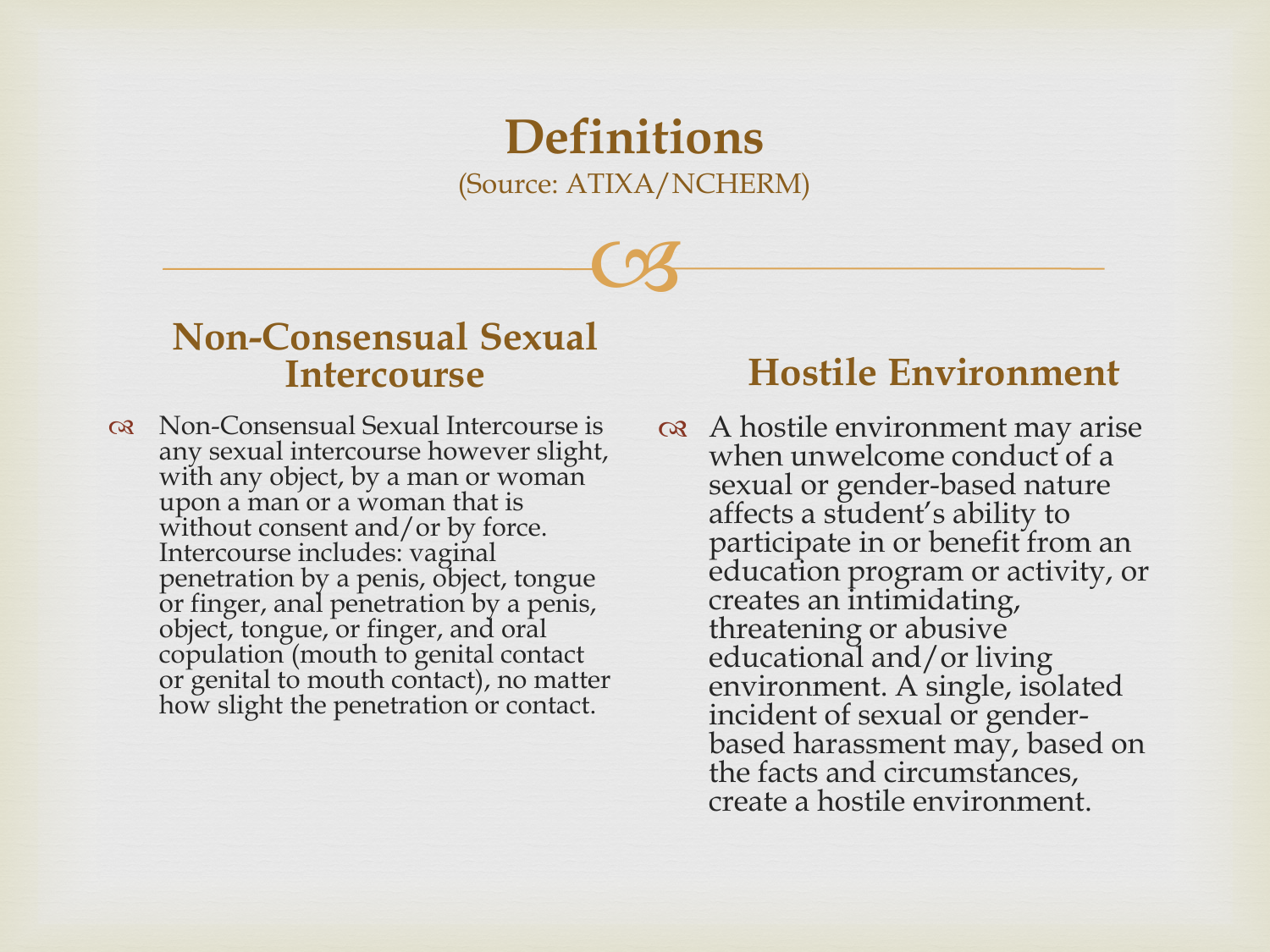# Definitions

(Source: ATIXA/NCHERM)

## Non-Consensual Sexual Intercourse

- Non-Consensual Sexual Intercourse is any sexual intercourse however slight, with any object, by a man or woman upon a man or a woman that is without consent and/or by force. Intercourse includes: vaginal penetration by a penis, object, tongue or finger, anal penetration by a penis, object, tongue, or finger, and oral copulation (mouth to genital contact or genital to mouth contact), no matter how slight the penetration or contact.

## Hostile Environment

- A hostile environment may arise when unwelcome conduct of a sexual or gender-based nature affects a student's ability to participate in or benefit from an education program or activity, or creates an intimidating, threatening or abusive educational and/or living environment. A single, isolated incident of sexual or gender-based harassment may, based on the facts and circumstances, create a hostile environment.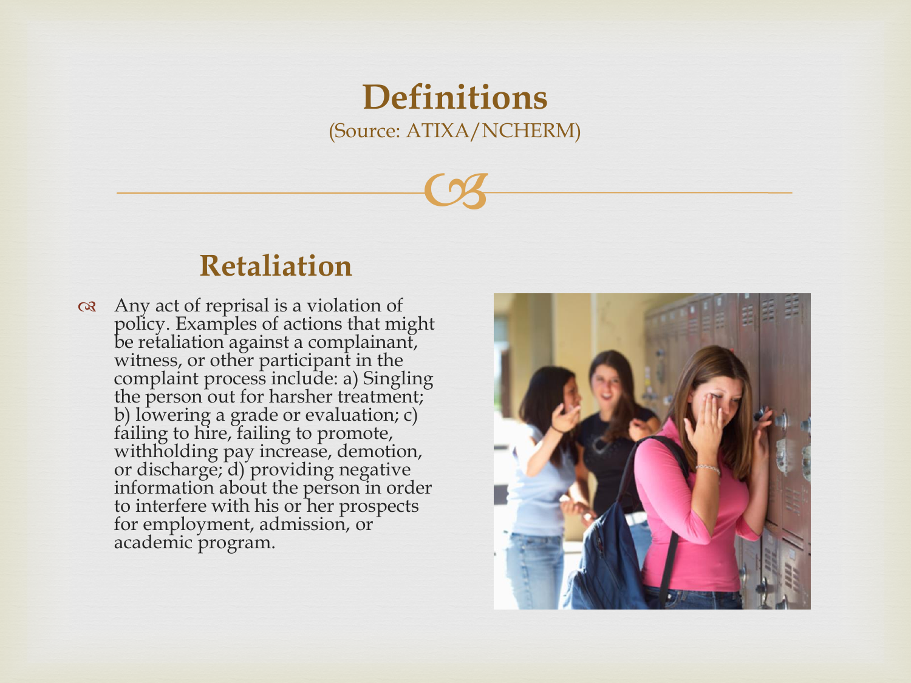# Definitions

(Source: ATIXA/NCHERM)

## Retaliation

- Any act of reprisal is a violation of policy. Examples of actions that might be retaliation against a complainant, witness, or other participant in the complaint process include: a) Singling the person out for harsher treatment; b) lowering a grade or evaluation; c) failing to hire, failing to promote, withholding pay increase, demotion, or discharge; d) providing negative information about the person in order to interfere with his or her prospects for employment, admission, or academic program.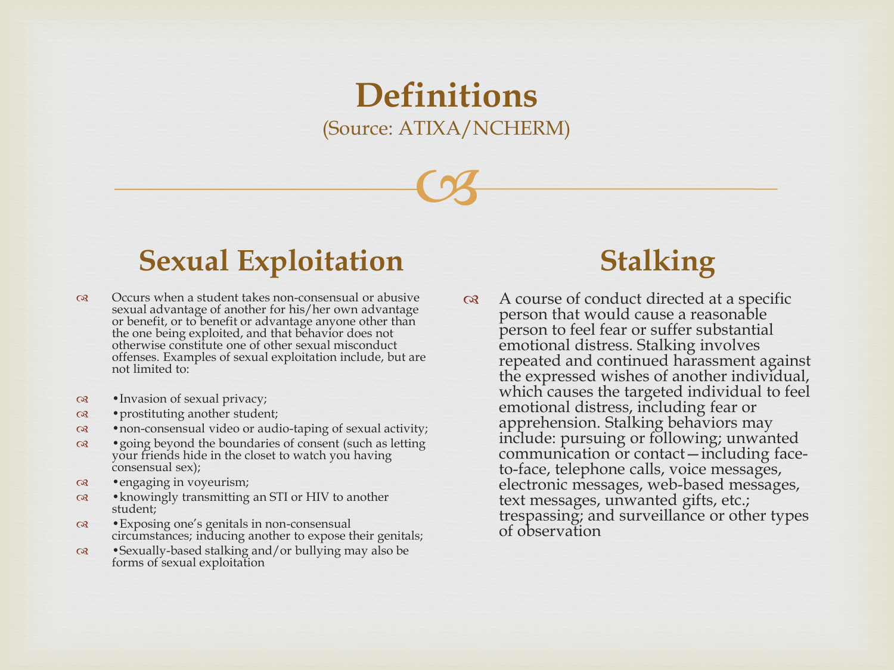# Definitions

(Source: ATIXA/NCHERM)

## Sexual Exploitation

- Occurs when a student takes non-consensual or abusive sexual advantage of another for his/her own advantage or benefit, or to benefit or advantage anyone other than the one being exploited, and that behavior does not otherwise constitute one of other sexual misconduct offenses. Examples of sexual exploitation include, but are not limited to:

- •Invasion of sexual privacy;
- •prostituting another student;
- •non-consensual video or audio-taping of sexual activity;
- •going beyond the boundaries of consent (such as letting your friends hide in the closet to watch you having consensual sex);
- •engaging in voyeurism;
- •knowingly transmitting an STI or HIV to another student;
- •Exposing one's genitals in non-consensual circumstances; inducing another to expose their genitals;
- •Sexually-based stalking and/or bullying may also be forms of sexual exploitation

## Stalking

- A course of conduct directed at a specific person that would cause a reasonable person to feel fear or suffer substantial emotional distress. Stalking involves repeated and continued harassment against the expressed wishes of another individual, which causes the targeted individual to feel emotional distress, including fear or apprehension. Stalking behaviors may include: pursuing or following; unwanted communication or contact—including face-to-face, telephone calls, voice messages, electronic messages, web-based messages, text messages, unwanted gifts, etc.; trespassing; and surveillance or other types of observation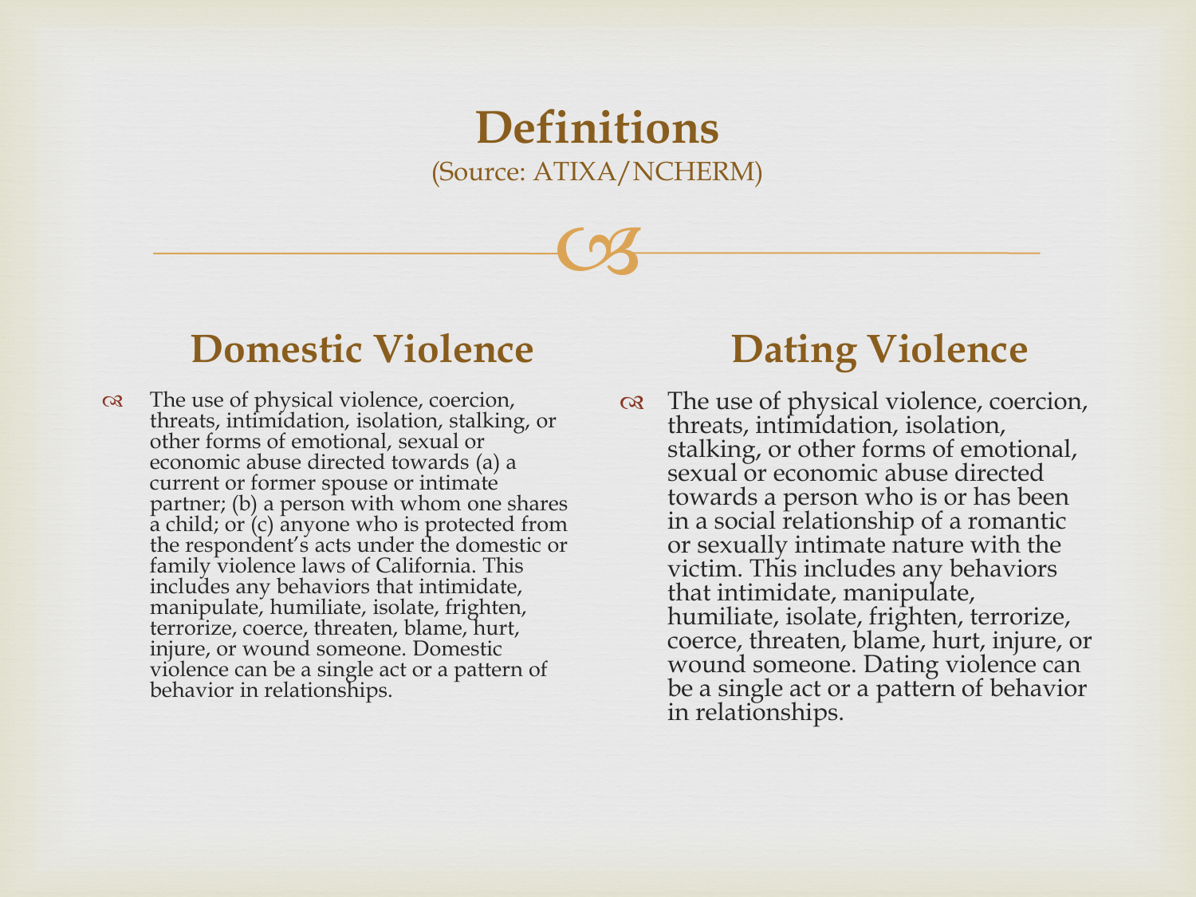# Definitions

(Source: ATIXA/NCHERM)

## Domestic Violence

- The use of physical violence, coercion, threats, intimidation, isolation, stalking, or other forms of emotional, sexual or economic abuse directed towards (a) a current or former spouse or intimate partner; (b) a person with whom one shares a child; or (c) anyone who is protected from the respondent's acts under the domestic or family violence laws of California. This includes any behaviors that intimidate, manipulate, humiliate, isolate, frighten, terrorize, coerce, threaten, blame, hurt, injure, or wound someone. Domestic violence can be a single act or a pattern of behavior in relationships.

## Dating Violence

- The use of physical violence, coercion, threats, intimidation, isolation, stalking, or other forms of emotional, sexual or economic abuse directed towards a person who is or has been in a social relationship of a romantic or sexually intimate nature with the victim. This includes any behaviors that intimidate, manipulate, humiliate, isolate, frighten, terrorize, coerce, threaten, blame, hurt, injure, or wound someone. Dating violence can be a single act or a pattern of behavior in relationships.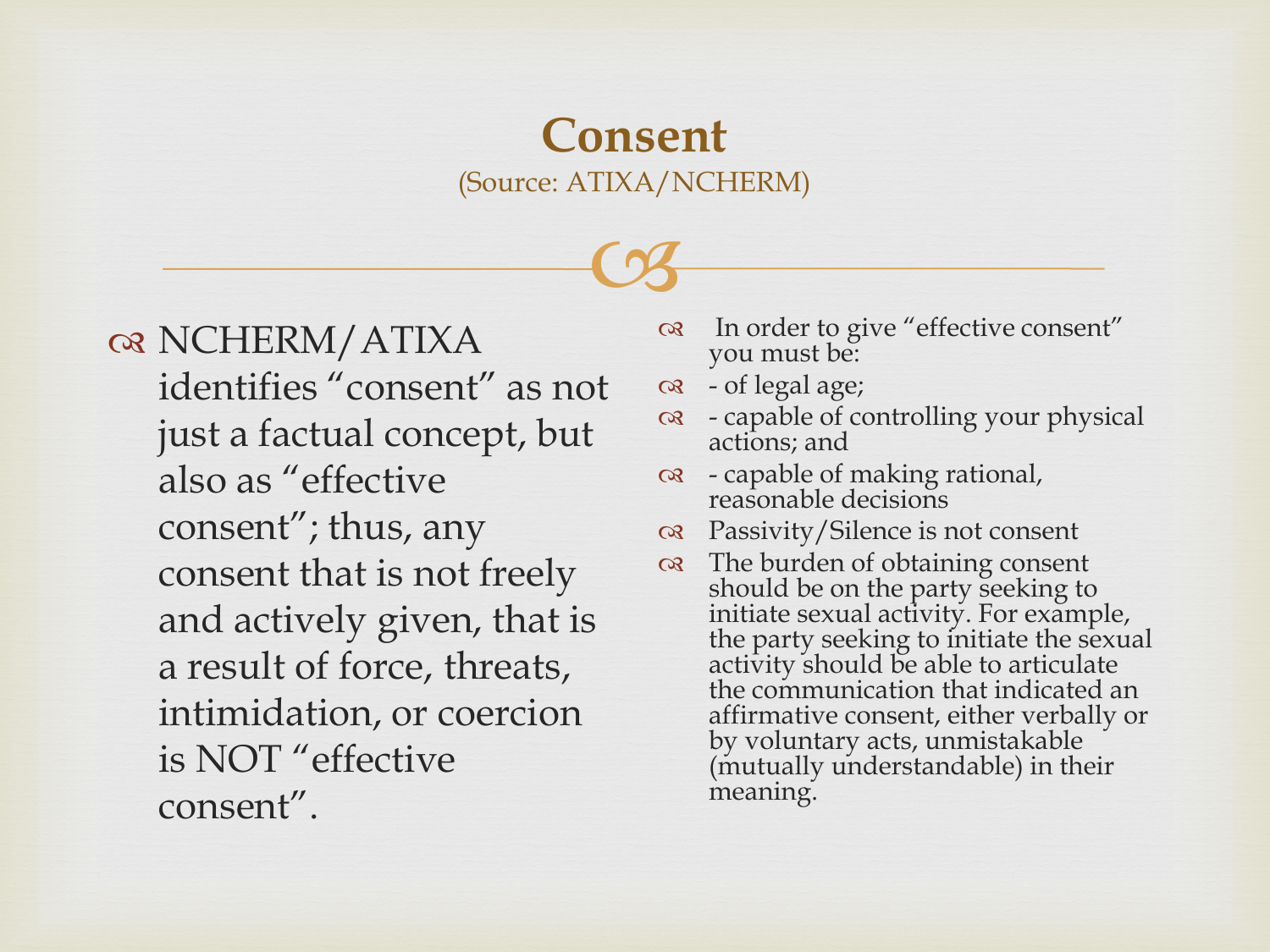# Consent

(Source: ATIXA/NCHERM)

- NCHERM/ATIXA identifies "consent" as not just a factual concept, but also as "effective consent"; thus, any consent that is not freely and actively given, that is a result of force, threats, intimidation, or coercion is NOT "effective consent".

- In order to give "effective consent" you must be:
- - of legal age;
- - capable of controlling your physical actions; and
- - capable of making rational, reasonable decisions
- Passivity/Silence is not consent
- The burden of obtaining consent should be on the party seeking to initiate sexual activity. For example, the party seeking to initiate the sexual activity should be able to articulate the communication that indicated an affirmative consent, either verbally or by voluntary acts, unmistakable (mutually understandable) in their meaning.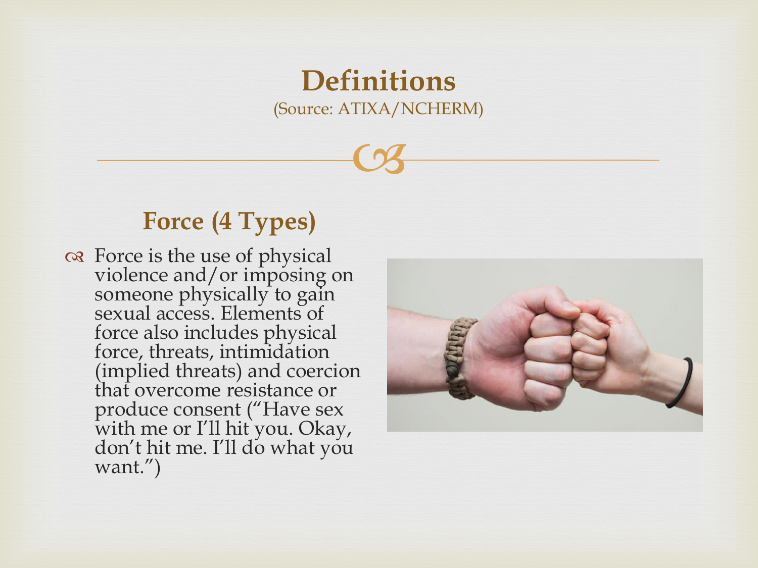# Definitions

(Source: ATIXA/NCHERM)

## Force (4 Types)

- Force is the use of physical violence and/or imposing on someone physically to gain sexual access. Elements of force also includes physical force, threats, intimidation (implied threats) and coercion that overcome resistance or produce consent ("Have sex with me or I'll hit you. Okay, don't hit me. I'll do what you want.")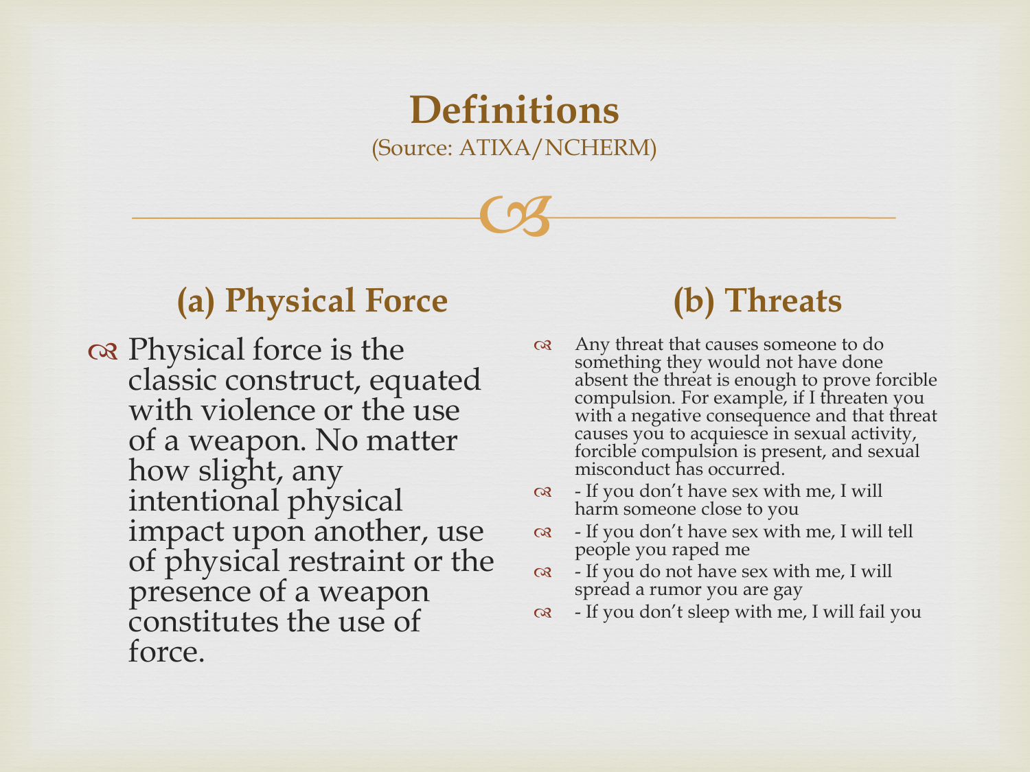# Definitions

(Source: ATIXA/NCHERM)

## (a) Physical Force

- Physical force is the classic construct, equated with violence or the use of a weapon. No matter how slight, any intentional physical impact upon another, use of physical restraint or the presence of a weapon constitutes the use of force.

## (b) Threats

- Any threat that causes someone to do something they would not have done absent the threat is enough to prove forcible compulsion. For example, if I threaten you with a negative consequence and that threat causes you to acquiesce in sexual activity, forcible compulsion is present, and sexual misconduct has occurred.
- - If you don't have sex with me, I will harm someone close to you
- - If you don't have sex with me, I will tell people you raped me
- - If you do not have sex with me, I will spread a rumor you are gay
- - If you don't sleep with me, I will fail you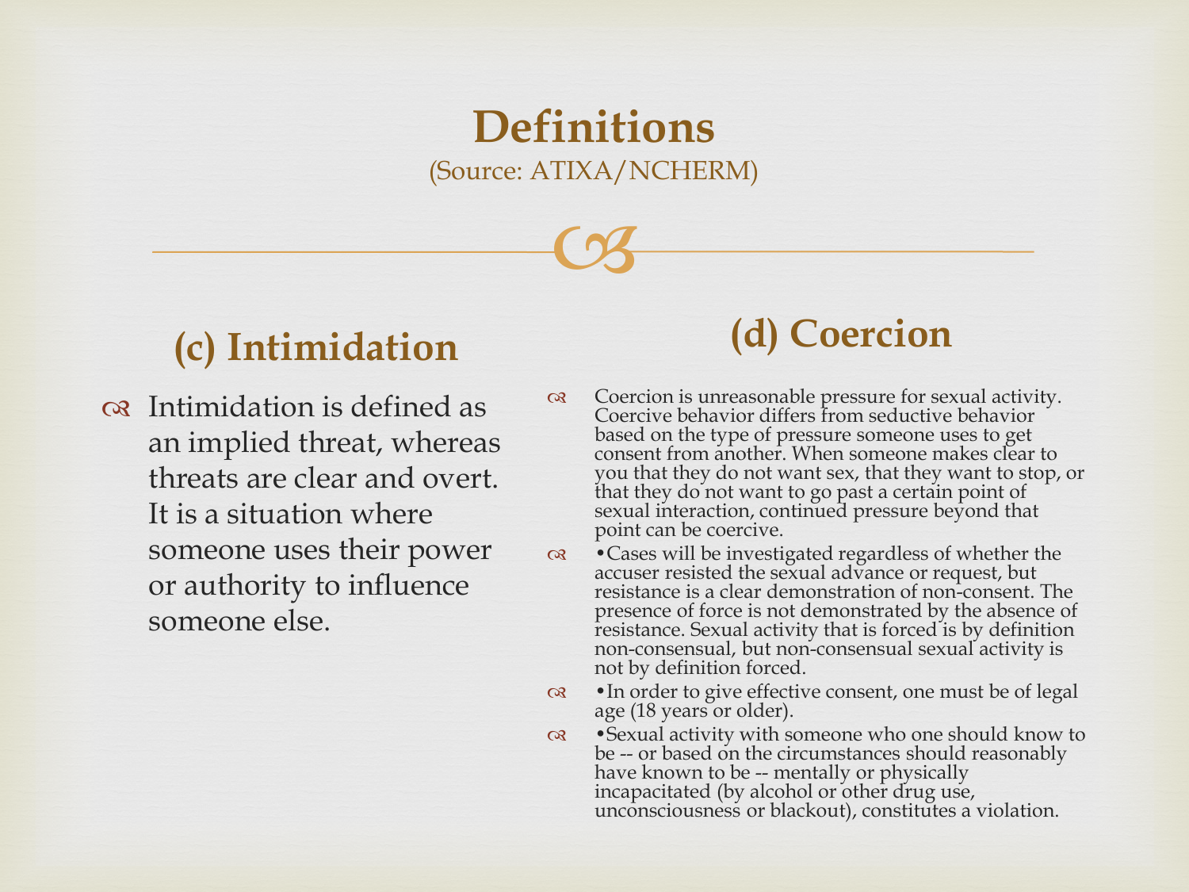# Definitions

(Source: ATIXA/NCHERM)

## (c) Intimidation

- Intimidation is defined as an implied threat, whereas threats are clear and overt. It is a situation where someone uses their power or authority to influence someone else.

## (d) Coercion

- Coercion is unreasonable pressure for sexual activity. Coercive behavior differs from seductive behavior based on the type of pressure someone uses to get consent from another. When someone makes clear to you that they do not want sex, that they want to stop, or that they do not want to go past a certain point of sexual interaction, continued pressure beyond that point can be coercive.
- •Cases will be investigated regardless of whether the accuser resisted the sexual advance or request, but resistance is a clear demonstration of non-consent. The presence of force is not demonstrated by the absence of resistance. Sexual activity that is forced is by definition non-consensual, but non-consensual sexual activity is not by definition forced.
- •In order to give effective consent, one must be of legal age (18 years or older).
- •Sexual activity with someone who one should know to be -- or based on the circumstances should reasonably have known to be -- mentally or physically incapacitated (by alcohol or other drug use, unconsciousness or blackout), constitutes a violation.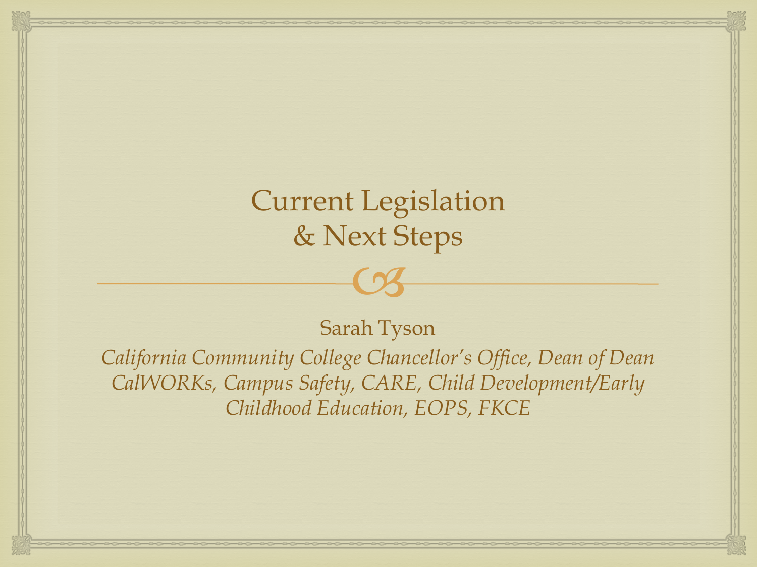# Current Legislation & Next Steps

Sarah Tyson

*California Community College Chancellor's Office, Dean of Dean CalWORKs, Campus Safety, CARE, Child Development/Early Childhood Education, EOPS, FKCE*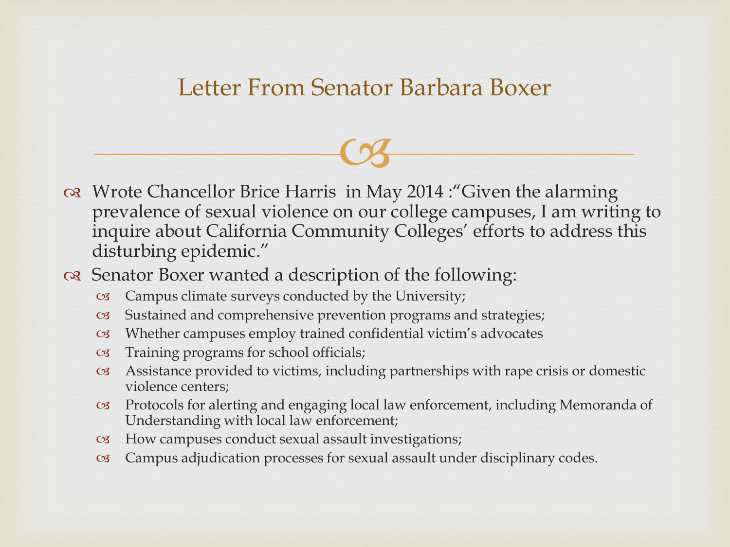# Letter From Senator Barbara Boxer

- Wrote Chancellor Brice Harris in May 2014 :"Given the alarming prevalence of sexual violence on our college campuses, I am writing to inquire about California Community Colleges' efforts to address this disturbing epidemic."
- Senator Boxer wanted a description of the following:
  - Campus climate surveys conducted by the University;
  - Sustained and comprehensive prevention programs and strategies;
  - Whether campuses employ trained confidential victim's advocates
  - Training programs for school officials;
  - Assistance provided to victims, including partnerships with rape crisis or domestic violence centers;
  - Protocols for alerting and engaging local law enforcement, including Memoranda of Understanding with local law enforcement;
  - How campuses conduct sexual assault investigations;
  - Campus adjudication processes for sexual assault under disciplinary codes.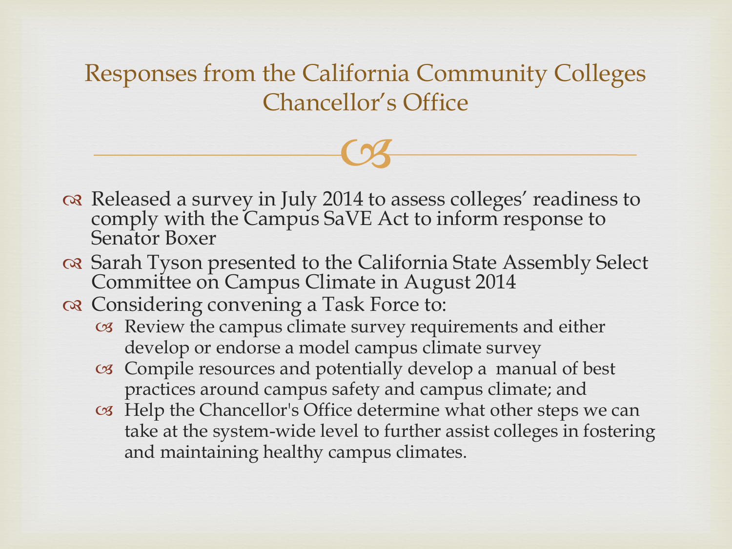# Responses from the California Community Colleges Chancellor's Office

- Released a survey in July 2014 to assess colleges' readiness to comply with the Campus SaVE Act to inform response to Senator Boxer
- Sarah Tyson presented to the California State Assembly Select Committee on Campus Climate in August 2014
- Considering convening a Task Force to:
  - Review the campus climate survey requirements and either develop or endorse a model campus climate survey
  - Compile resources and potentially develop a manual of best practices around campus safety and campus climate; and
  - Help the Chancellor's Office determine what other steps we can take at the system-wide level to further assist colleges in fostering and maintaining healthy campus climates.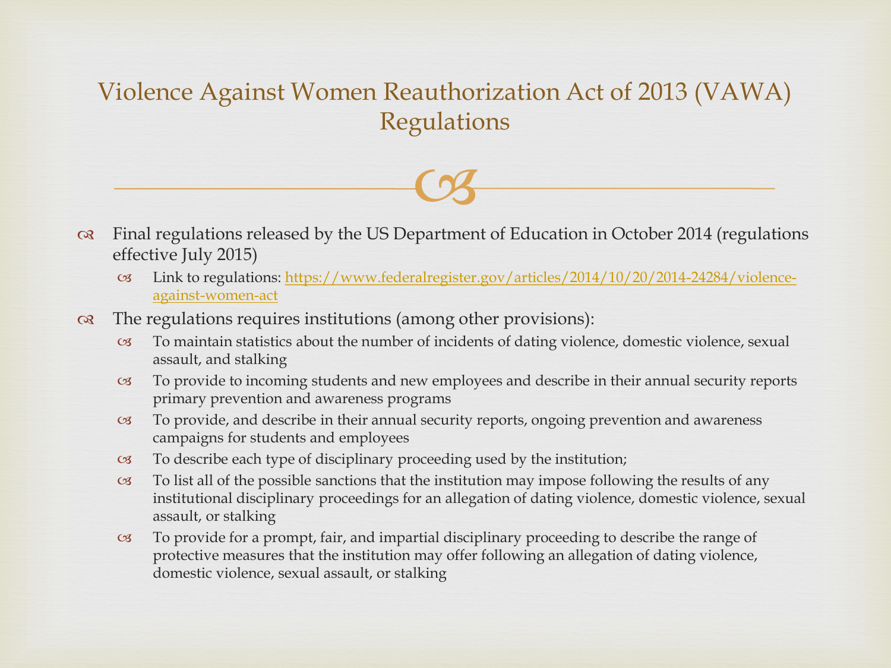# Violence Against Women Reauthorization Act of 2013 (VAWA) Regulations

- Final regulations released by the US Department of Education in October 2014 (regulations effective July 2015)
  - Link to regulations: [https://www.federalregister.gov/articles/2014/10/20/2014-24284/violence-against-women-act](https://www.federalregister.gov/articles/2014/10/20/2014-24284/violence-against-women-act)
- The regulations requires institutions (among other provisions):
  - To maintain statistics about the number of incidents of dating violence, domestic violence, sexual assault, and stalking
  - To provide to incoming students and new employees and describe in their annual security reports primary prevention and awareness programs
  - To provide, and describe in their annual security reports, ongoing prevention and awareness campaigns for students and employees
  - To describe each type of disciplinary proceeding used by the institution;
  - To list all of the possible sanctions that the institution may impose following the results of any institutional disciplinary proceedings for an allegation of dating violence, domestic violence, sexual assault, or stalking
  - To provide for a prompt, fair, and impartial disciplinary proceeding to describe the range of protective measures that the institution may offer following an allegation of dating violence, domestic violence, sexual assault, or stalking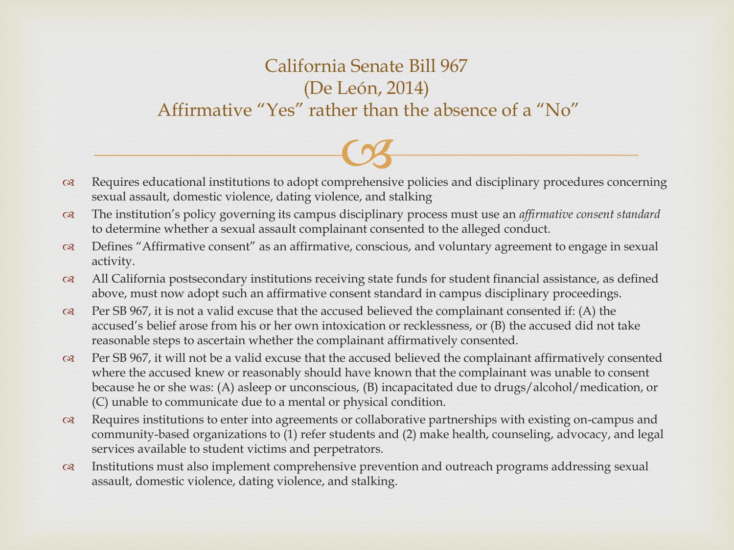# California Senate Bill 967
# (De León, 2014)
# Affirmative "Yes" rather than the absence of a "No"

- Requires educational institutions to adopt comprehensive policies and disciplinary procedures concerning sexual assault, domestic violence, dating violence, and stalking
- The institution's policy governing its campus disciplinary process must use an *affirmative consent standard* to determine whether a sexual assault complainant consented to the alleged conduct.
- Defines "Affirmative consent" as an affirmative, conscious, and voluntary agreement to engage in sexual activity.
- All California postsecondary institutions receiving state funds for student financial assistance, as defined above, must now adopt such an affirmative consent standard in campus disciplinary proceedings.
- Per SB 967, it is not a valid excuse that the accused believed the complainant consented if: (A) the accused's belief arose from his or her own intoxication or recklessness, or (B) the accused did not take reasonable steps to ascertain whether the complainant affirmatively consented.
- Per SB 967, it will not be a valid excuse that the accused believed the complainant affirmatively consented where the accused knew or reasonably should have known that the complainant was unable to consent because he or she was: (A) asleep or unconscious, (B) incapacitated due to drugs/alcohol/medication, or (C) unable to communicate due to a mental or physical condition.
- Requires institutions to enter into agreements or collaborative partnerships with existing on-campus and community-based organizations to (1) refer students and (2) make health, counseling, advocacy, and legal services available to student victims and perpetrators.
- Institutions must also implement comprehensive prevention and outreach programs addressing sexual assault, domestic violence, dating violence, and stalking.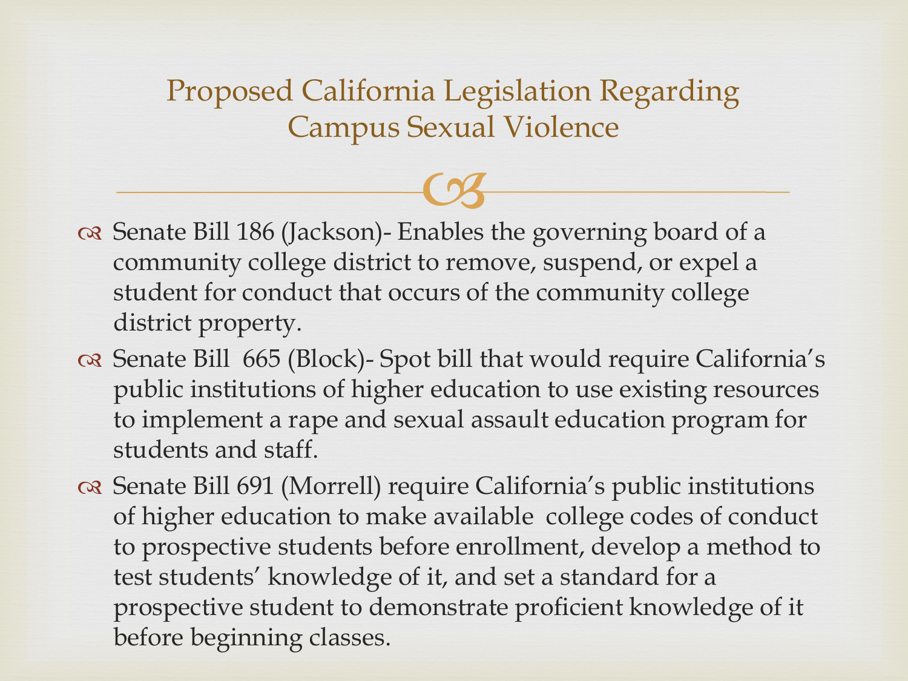## Proposed California Legislation Regarding Campus Sexual Violence

- Senate Bill 186 (Jackson)- Enables the governing board of a community college district to remove, suspend, or expel a student for conduct that occurs of the community college district property.
- Senate Bill 665 (Block)- Spot bill that would require California's public institutions of higher education to use existing resources to implement a rape and sexual assault education program for students and staff.
- Senate Bill 691 (Morrell) require California's public institutions of higher education to make available college codes of conduct to prospective students before enrollment, develop a method to test students' knowledge of it, and set a standard for a prospective student to demonstrate proficient knowledge of it before beginning classes.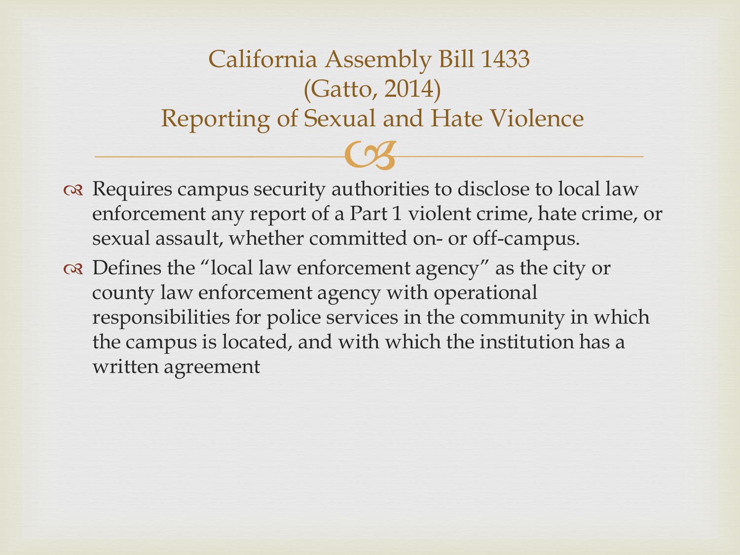# California Assembly Bill 1433 (Gatto, 2014) Reporting of Sexual and Hate Violence

- Requires campus security authorities to disclose to local law enforcement any report of a Part 1 violent crime, hate crime, or sexual assault, whether committed on- or off-campus.
- Defines the "local law enforcement agency" as the city or county law enforcement agency with operational responsibilities for police services in the community in which the campus is located, and with which the institution has a written agreement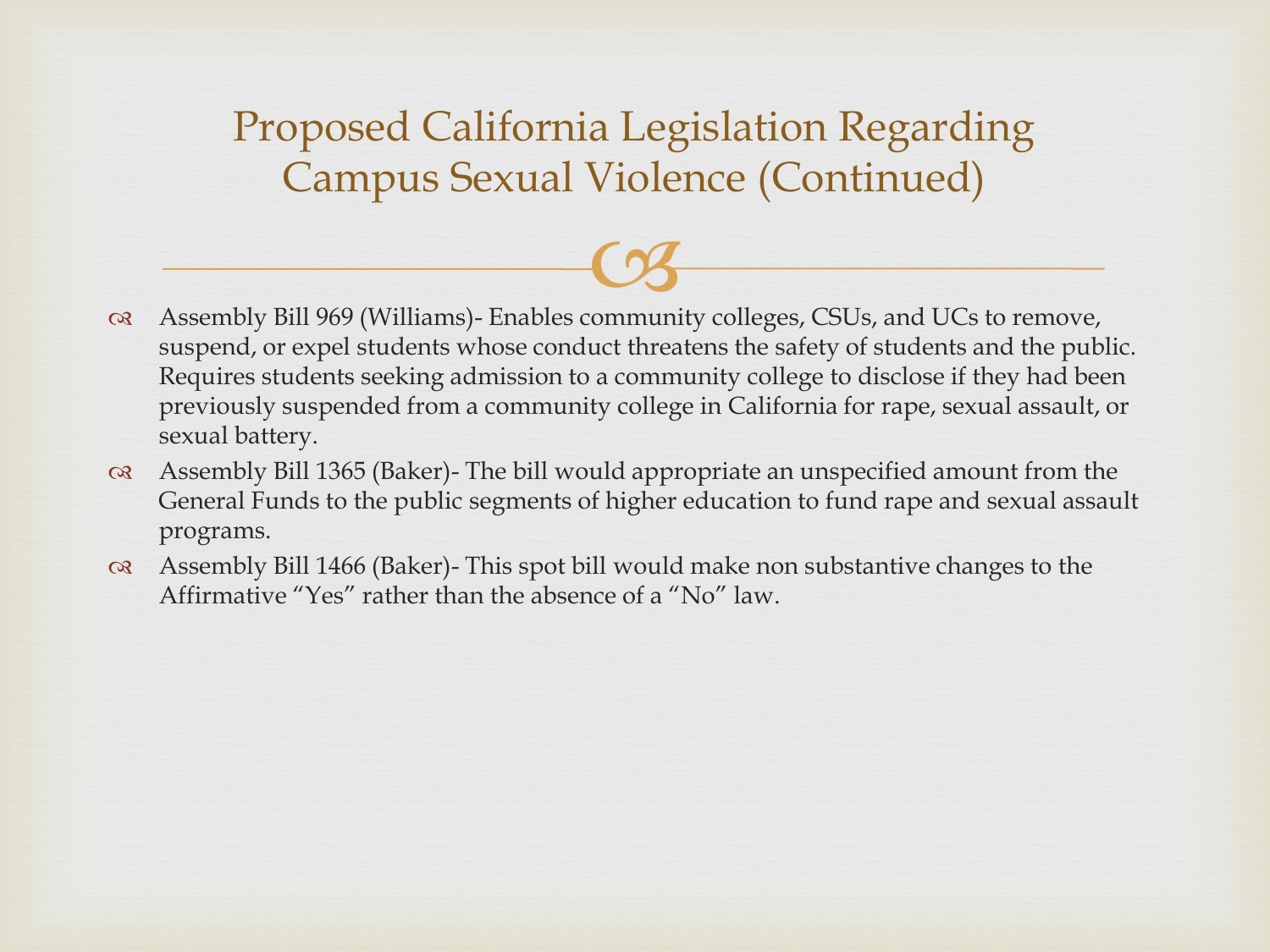# Proposed California Legislation Regarding Campus Sexual Violence (Continued)

- Assembly Bill 969 (Williams)- Enables community colleges, CSUs, and UCs to remove, suspend, or expel students whose conduct threatens the safety of students and the public. Requires students seeking admission to a community college to disclose if they had been previously suspended from a community college in California for rape, sexual assault, or sexual battery.
- Assembly Bill 1365 (Baker)- The bill would appropriate an unspecified amount from the General Funds to the public segments of higher education to fund rape and sexual assault programs.
- Assembly Bill 1466 (Baker)- This spot bill would make non substantive changes to the Affirmative "Yes" rather than the absence of a "No" law.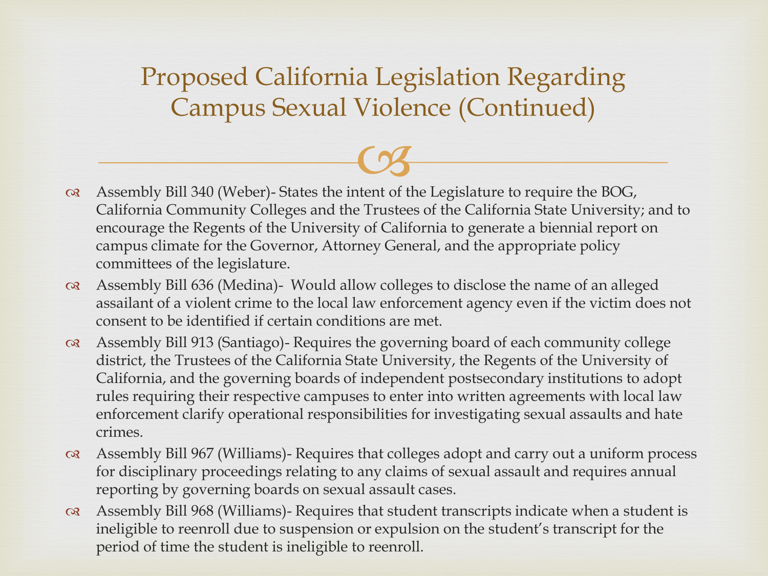# Proposed California Legislation Regarding Campus Sexual Violence (Continued)

- Assembly Bill 340 (Weber)- States the intent of the Legislature to require the BOG, California Community Colleges and the Trustees of the California State University; and to encourage the Regents of the University of California to generate a biennial report on campus climate for the Governor, Attorney General, and the appropriate policy committees of the legislature.
- Assembly Bill 636 (Medina)- Would allow colleges to disclose the name of an alleged assailant of a violent crime to the local law enforcement agency even if the victim does not consent to be identified if certain conditions are met.
- Assembly Bill 913 (Santiago)- Requires the governing board of each community college district, the Trustees of the California State University, the Regents of the University of California, and the governing boards of independent postsecondary institutions to adopt rules requiring their respective campuses to enter into written agreements with local law enforcement clarify operational responsibilities for investigating sexual assaults and hate crimes.
- Assembly Bill 967 (Williams)- Requires that colleges adopt and carry out a uniform process for disciplinary proceedings relating to any claims of sexual assault and requires annual reporting by governing boards on sexual assault cases.
- Assembly Bill 968 (Williams)- Requires that student transcripts indicate when a student is ineligible to reenroll due to suspension or expulsion on the student's transcript for the period of time the student is ineligible to reenroll.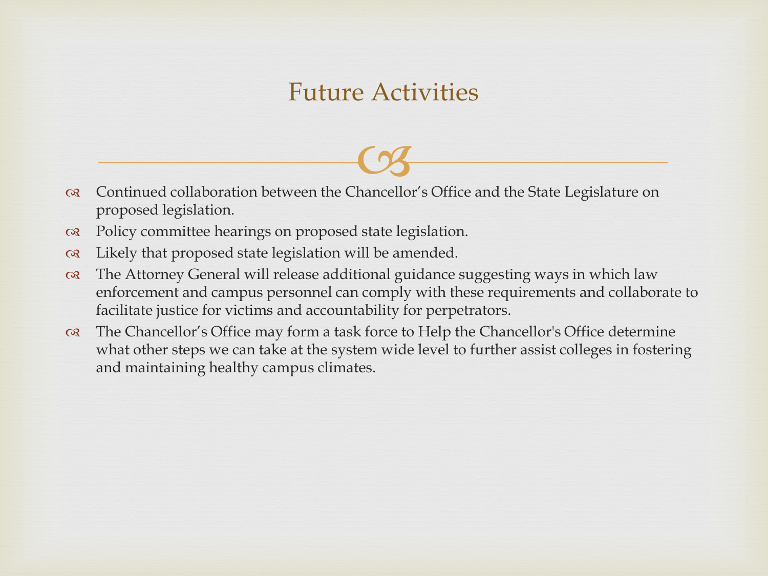# Future Activities

- Continued collaboration between the Chancellor's Office and the State Legislature on proposed legislation.
- Policy committee hearings on proposed state legislation.
- Likely that proposed state legislation will be amended.
- The Attorney General will release additional guidance suggesting ways in which law enforcement and campus personnel can comply with these requirements and collaborate to facilitate justice for victims and accountability for perpetrators.
- The Chancellor's Office may form a task force to Help the Chancellor's Office determine what other steps we can take at the system wide level to further assist colleges in fostering and maintaining healthy campus climates.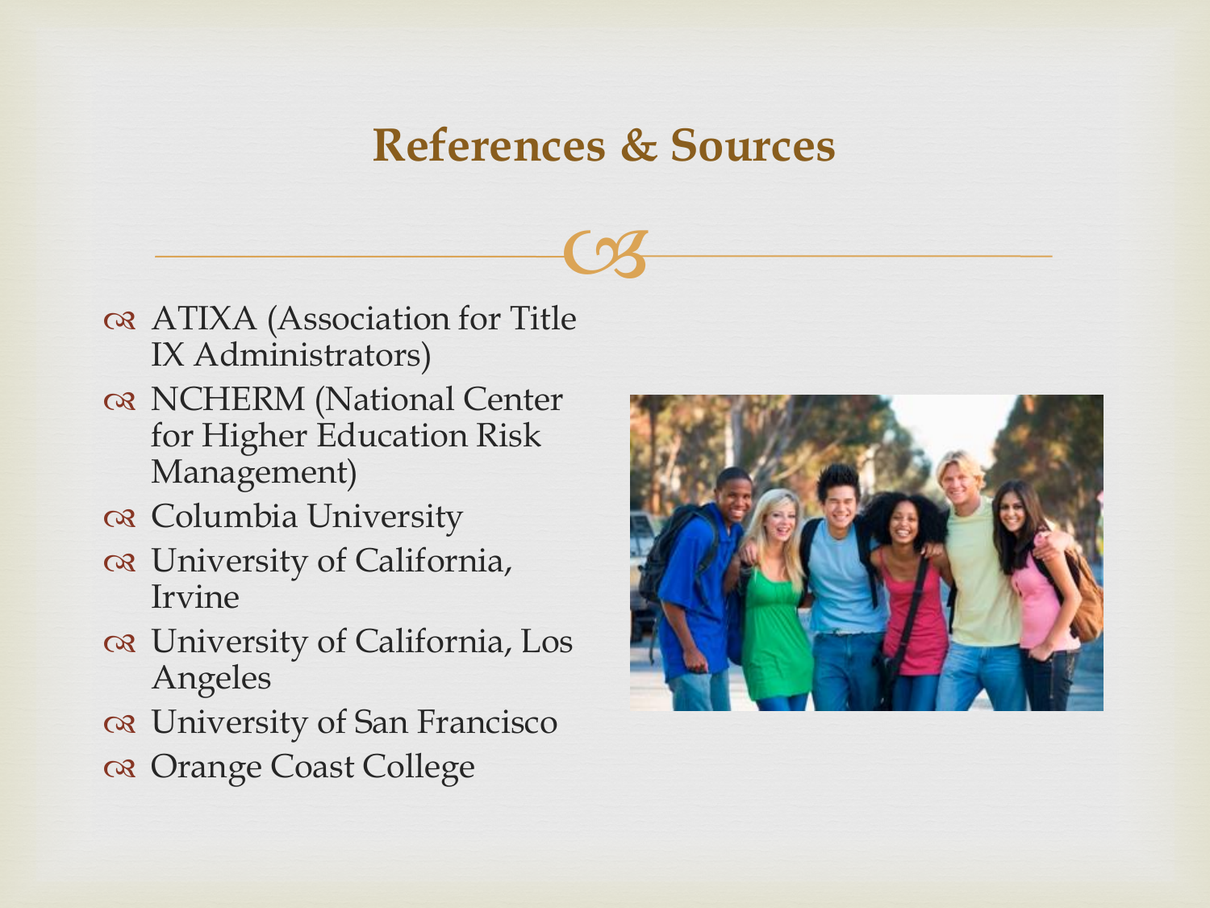# References & Sources

- ATIXA (Association for Title IX Administrators)
- NCHERM (National Center for Higher Education Risk Management)
- Columbia University
- University of California, Irvine
- University of California, Los Angeles
- University of San Francisco
- Orange Coast College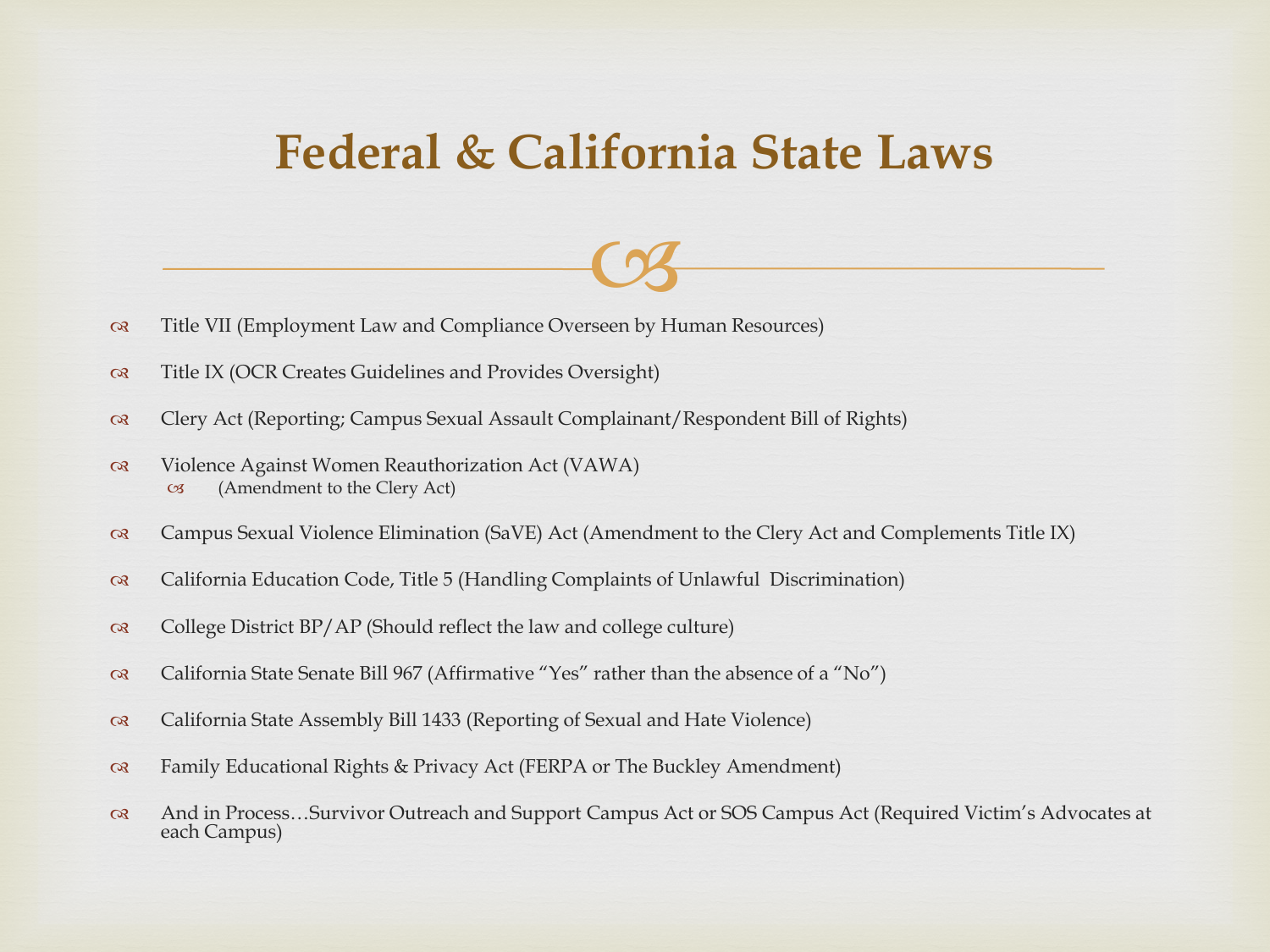# Federal & California State Laws

- Title VII (Employment Law and Compliance Overseen by Human Resources)
- Title IX (OCR Creates Guidelines and Provides Oversight)
- Clery Act (Reporting; Campus Sexual Assault Complainant/Respondent Bill of Rights)
- Violence Against Women Reauthorization Act (VAWA)
  - (Amendment to the Clery Act)
- Campus Sexual Violence Elimination (SaVE) Act (Amendment to the Clery Act and Complements Title IX)
- California Education Code, Title 5 (Handling Complaints of Unlawful Discrimination)
- College District BP/AP (Should reflect the law and college culture)
- California State Senate Bill 967 (Affirmative "Yes" rather than the absence of a "No")
- California State Assembly Bill 1433 (Reporting of Sexual and Hate Violence)
- Family Educational Rights & Privacy Act (FERPA or The Buckley Amendment)
- And in Process…Survivor Outreach and Support Campus Act or SOS Campus Act (Required Victim's Advocates at each Campus)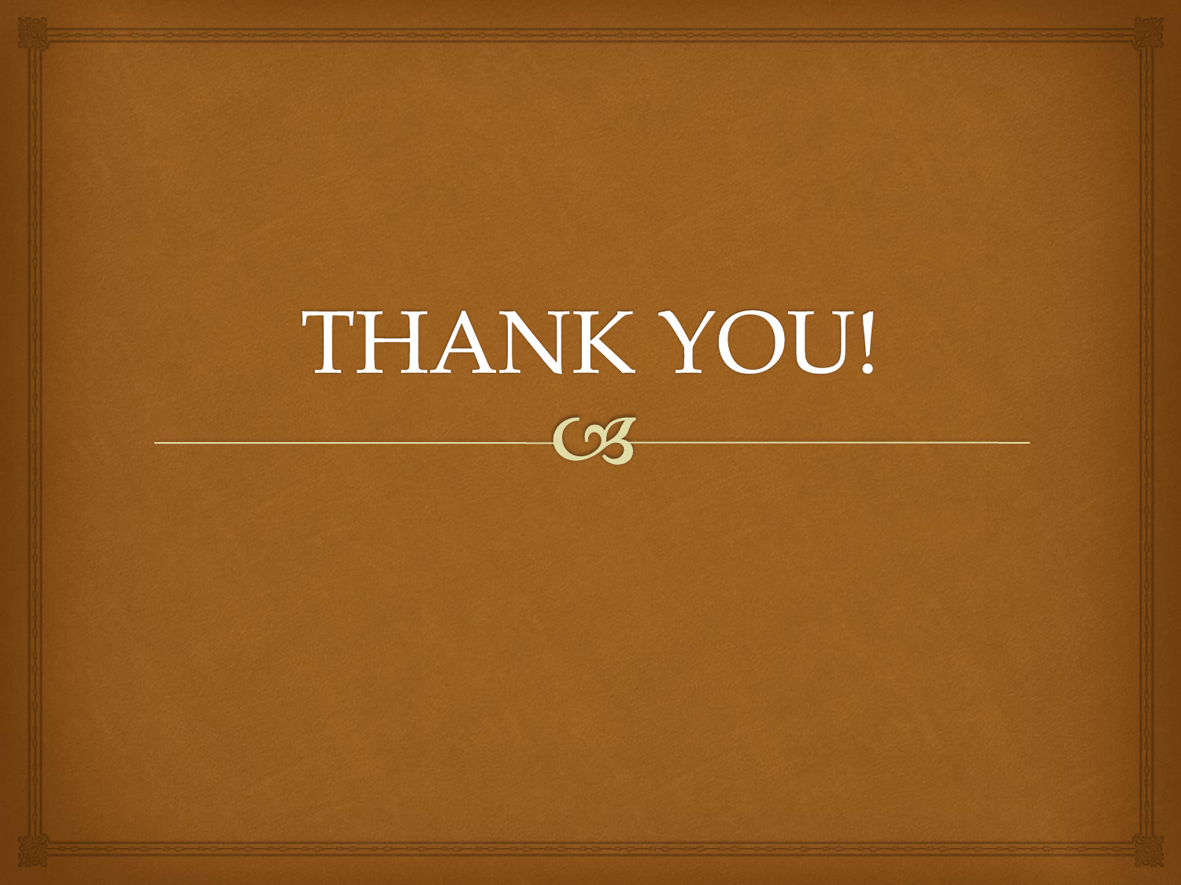# THANK YOU!